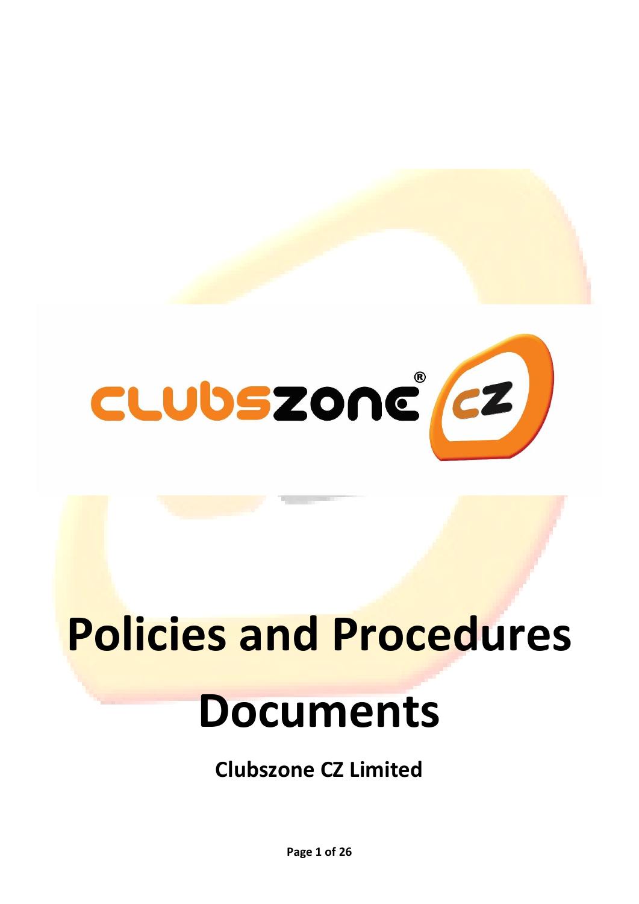# Policies and Procedures Documents

**Clubszone CZ Limited**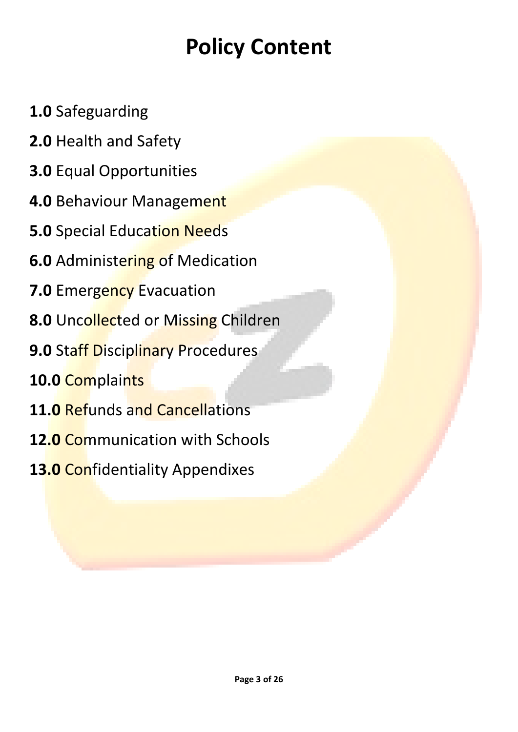# Policy Content

**1.0** Safeguarding

**2.0** Health and Safety

**3.0** Equal Opportunities

**4.0** Behaviour Management

**5.0** Special Education Needs

**6.0** Administering of Medication

**7.0** Emergency Evacuation

**8.0** Uncollected or Missing Children

**9.0** Staff Disciplinary Procedures

**10.0** Complaints

**11.0** Refunds and Cancellations

**12.0** Communication with Schools

**13.0** Confidentiality Appendixes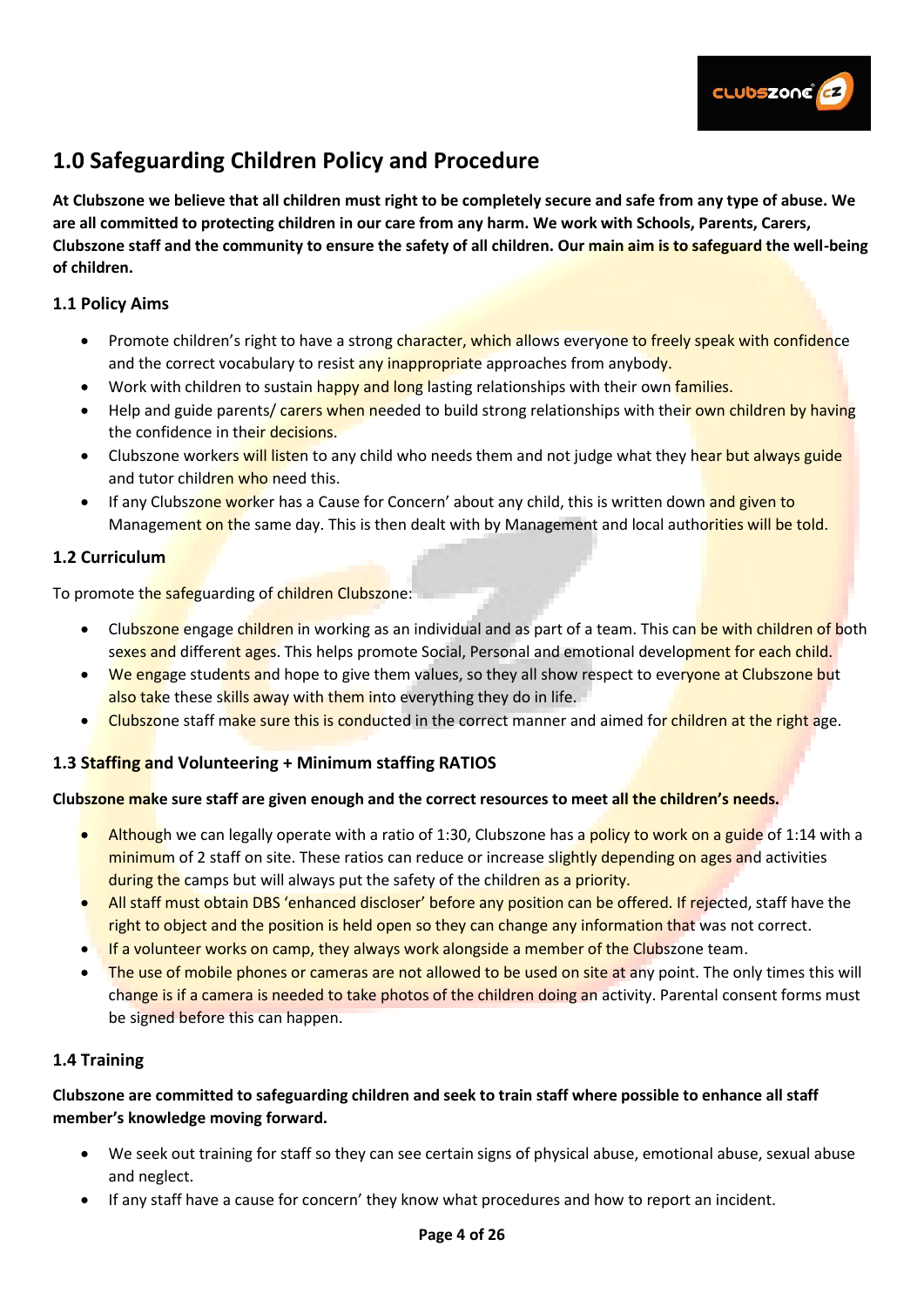# 1.0 Safeguarding Children Policy and Procedure

**At Clubszone we believe that all children must right to be completely secure and safe from any type of abuse. We are all committed to protecting children in our care from any harm. We work with Schools, Parents, Carers, Clubszone staff and the community to ensure the safety of all children. Our main aim is to safeguard the well-being of children.**

## 1.1 Policy Aims

- Promote children's right to have a strong character, which allows everyone to freely speak with confidence and the correct vocabulary to resist any inappropriate approaches from anybody.
- Work with children to sustain happy and long lasting relationships with their own families.
- Help and guide parents/ carers when needed to build strong relationships with their own children by having the confidence in their decisions.
- Clubszone workers will listen to any child who needs them and not judge what they hear but always guide and tutor children who need this.
- If any Clubszone worker has a Cause for Concern' about any child, this is written down and given to Management on the same day. This is then dealt with by Management and local authorities will be told.

## 1.2 Curriculum

To promote the safeguarding of children Clubszone:

- Clubszone engage children in working as an individual and as part of a team. This can be with children of both sexes and different ages. This helps promote Social, Personal and emotional development for each child.
- We engage students and hope to give them values, so they all show respect to everyone at Clubszone but also take these skills away with them into everything they do in life.
- Clubszone staff make sure this is conducted in the correct manner and aimed for children at the right age.

## 1.3 Staffing and Volunteering + Minimum staffing RATIOS

**Clubszone make sure staff are given enough and the correct resources to meet all the children's needs.**

- Although we can legally operate with a ratio of 1:30, Clubszone has a policy to work on a guide of 1:14 with a minimum of 2 staff on site. These ratios can reduce or increase slightly depending on ages and activities during the camps but will always put the safety of the children as a priority.
- All staff must obtain DBS 'enhanced discloser' before any position can be offered. If rejected, staff have the right to object and the position is held open so they can change any information that was not correct.
- If a volunteer works on camp, they always work alongside a member of the Clubszone team.
- The use of mobile phones or cameras are not allowed to be used on site at any point. The only times this will change is if a camera is needed to take photos of the children doing an activity. Parental consent forms must be signed before this can happen.

## 1.4 Training

**Clubszone are committed to safeguarding children and seek to train staff where possible to enhance all staff member's knowledge moving forward.**

- We seek out training for staff so they can see certain signs of physical abuse, emotional abuse, sexual abuse and neglect.
- If any staff have a cause for concern' they know what procedures and how to report an incident.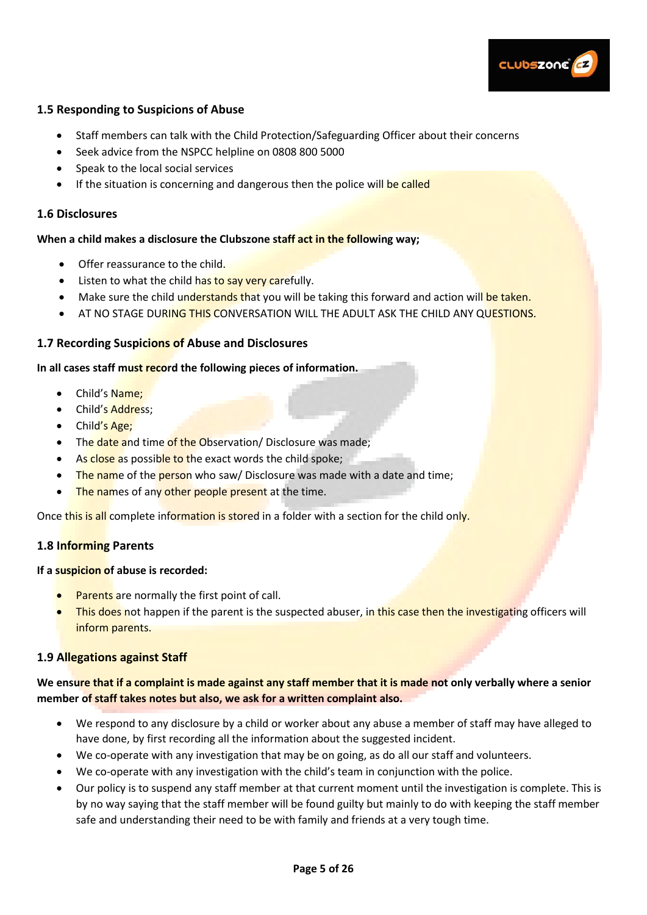### 1.5 Responding to Suspicions of Abuse

- Staff members can talk with the Child Protection/Safeguarding Officer about their concerns
- Seek advice from the NSPCC helpline on 0808 800 5000
- Speak to the local social services
- If the situation is concerning and dangerous then the police will be called

### 1.6 Disclosures

**When a child makes a disclosure the Clubszone staff act in the following way;**

- Offer reassurance to the child.
- Listen to what the child has to say very carefully.
- Make sure the child understands that you will be taking this forward and action will be taken.
- AT NO STAGE DURING THIS CONVERSATION WILL THE ADULT ASK THE CHILD ANY QUESTIONS.

### 1.7 Recording Suspicions of Abuse and Disclosures

**In all cases staff must record the following pieces of information.**

- Child's Name;
- Child's Address;
- Child's Age;
- The date and time of the Observation/ Disclosure was made;
- As close as possible to the exact words the child spoke;
- The name of the person who saw/ Disclosure was made with a date and time;
- The names of any other people present at the time.

Once this is all complete information is stored in a folder with a section for the child only.

### 1.8 Informing Parents

**If a suspicion of abuse is recorded:**

- Parents are normally the first point of call.
- This does not happen if the parent is the suspected abuser, in this case then the investigating officers will inform parents.

### 1.9 Allegations against Staff

**We ensure that if a complaint is made against any staff member that it is made not only verbally where a senior member of staff takes notes but also, we ask for a written complaint also.**

- We respond to any disclosure by a child or worker about any abuse a member of staff may have alleged to have done, by first recording all the information about the suggested incident.
- We co-operate with any investigation that may be on going, as do all our staff and volunteers.
- We co-operate with any investigation with the child's team in conjunction with the police.
- Our policy is to suspend any staff member at that current moment until the investigation is complete. This is by no way saying that the staff member will be found guilty but mainly to do with keeping the staff member safe and understanding their need to be with family and friends at a very tough time.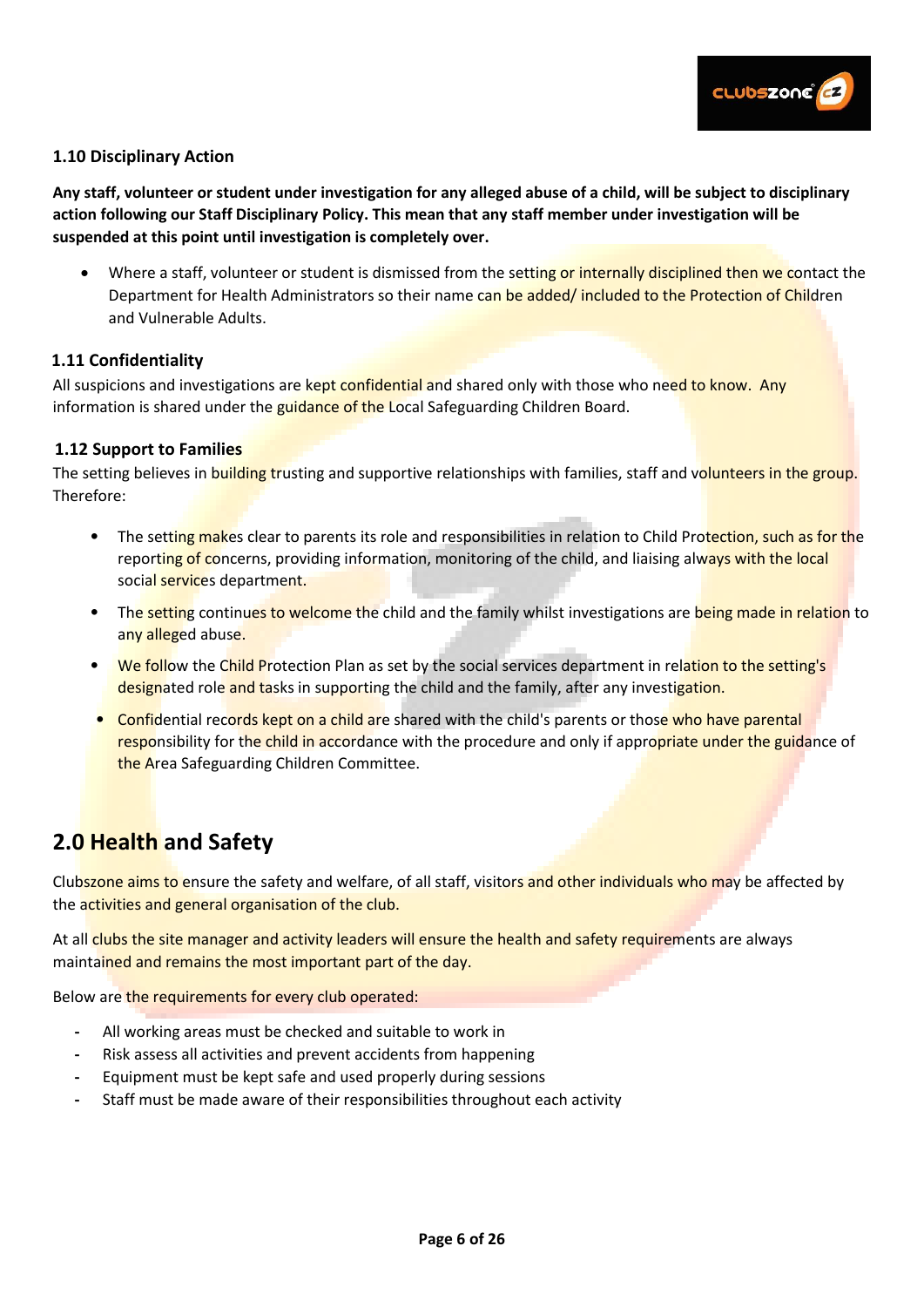### 1.10 Disciplinary Action

**Any staff, volunteer or student under investigation for any alleged abuse of a child, will be subject to disciplinary action following our Staff Disciplinary Policy. This mean that any staff member under investigation will be suspended at this point until investigation is completely over.**

- Where a staff, volunteer or student is dismissed from the setting or internally disciplined then we contact the Department for Health Administrators so their name can be added/ included to the Protection of Children and Vulnerable Adults.

### 1.11 Confidentiality

All suspicions and investigations are kept confidential and shared only with those who need to know. Any information is shared under the guidance of the Local Safeguarding Children Board.

### 1.12 Support to Families

The setting believes in building trusting and supportive relationships with families, staff and volunteers in the group. Therefore:

- The setting makes clear to parents its role and responsibilities in relation to Child Protection, such as for the reporting of concerns, providing information, monitoring of the child, and liaising always with the local social services department.
- The setting continues to welcome the child and the family whilst investigations are being made in relation to any alleged abuse.
- We follow the Child Protection Plan as set by the social services department in relation to the setting's designated role and tasks in supporting the child and the family, after any investigation.
- Confidential records kept on a child are shared with the child's parents or those who have parental responsibility for the child in accordance with the procedure and only if appropriate under the guidance of the Area Safeguarding Children Committee.

## 2.0 Health and Safety

Clubszone aims to ensure the safety and welfare, of all staff, visitors and other individuals who may be affected by the activities and general organisation of the club.

At all clubs the site manager and activity leaders will ensure the health and safety requirements are always maintained and remains the most important part of the day.

Below are the requirements for every club operated:

- All working areas must be checked and suitable to work in
- Risk assess all activities and prevent accidents from happening
- Equipment must be kept safe and used properly during sessions
- Staff must be made aware of their responsibilities throughout each activity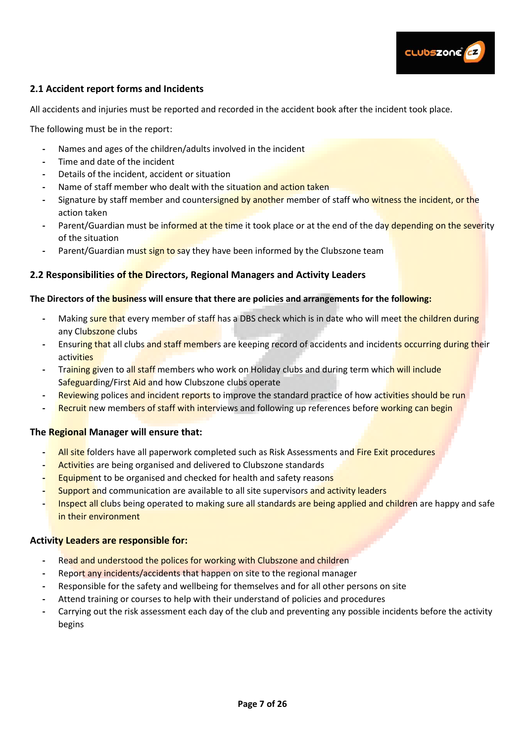## 2.1 Accident report forms and Incidents

All accidents and injuries must be reported and recorded in the accident book after the incident took place.

The following must be in the report:

- Names and ages of the children/adults involved in the incident
- Time and date of the incident
- Details of the incident, accident or situation
- Name of staff member who dealt with the situation and action taken
- Signature by staff member and countersigned by another member of staff who witness the incident, or the action taken
- Parent/Guardian must be informed at the time it took place or at the end of the day depending on the severity of the situation
- Parent/Guardian must sign to say they have been informed by the Clubszone team

## 2.2 Responsibilities of the Directors, Regional Managers and Activity Leaders

**The Directors of the business will ensure that there are policies and arrangements for the following:**

- Making sure that every member of staff has a DBS check which is in date who will meet the children during any Clubszone clubs
- Ensuring that all clubs and staff members are keeping record of accidents and incidents occurring during their activities
- Training given to all staff members who work on Holiday clubs and during term which will include Safeguarding/First Aid and how Clubszone clubs operate
- Reviewing polices and incident reports to improve the standard practice of how activities should be run
- Recruit new members of staff with interviews and following up references before working can begin

### The Regional Manager will ensure that:

- All site folders have all paperwork completed such as Risk Assessments and Fire Exit procedures
- Activities are being organised and delivered to Clubszone standards
- Equipment to be organised and checked for health and safety reasons
- Support and communication are available to all site supervisors and activity leaders
- Inspect all clubs being operated to making sure all standards are being applied and children are happy and safe in their environment

### Activity Leaders are responsible for:

- Read and understood the polices for working with Clubszone and children
- Report any incidents/accidents that happen on site to the regional manager
- Responsible for the safety and wellbeing for themselves and for all other persons on site
- Attend training or courses to help with their understand of policies and procedures
- Carrying out the risk assessment each day of the club and preventing any possible incidents before the activity begins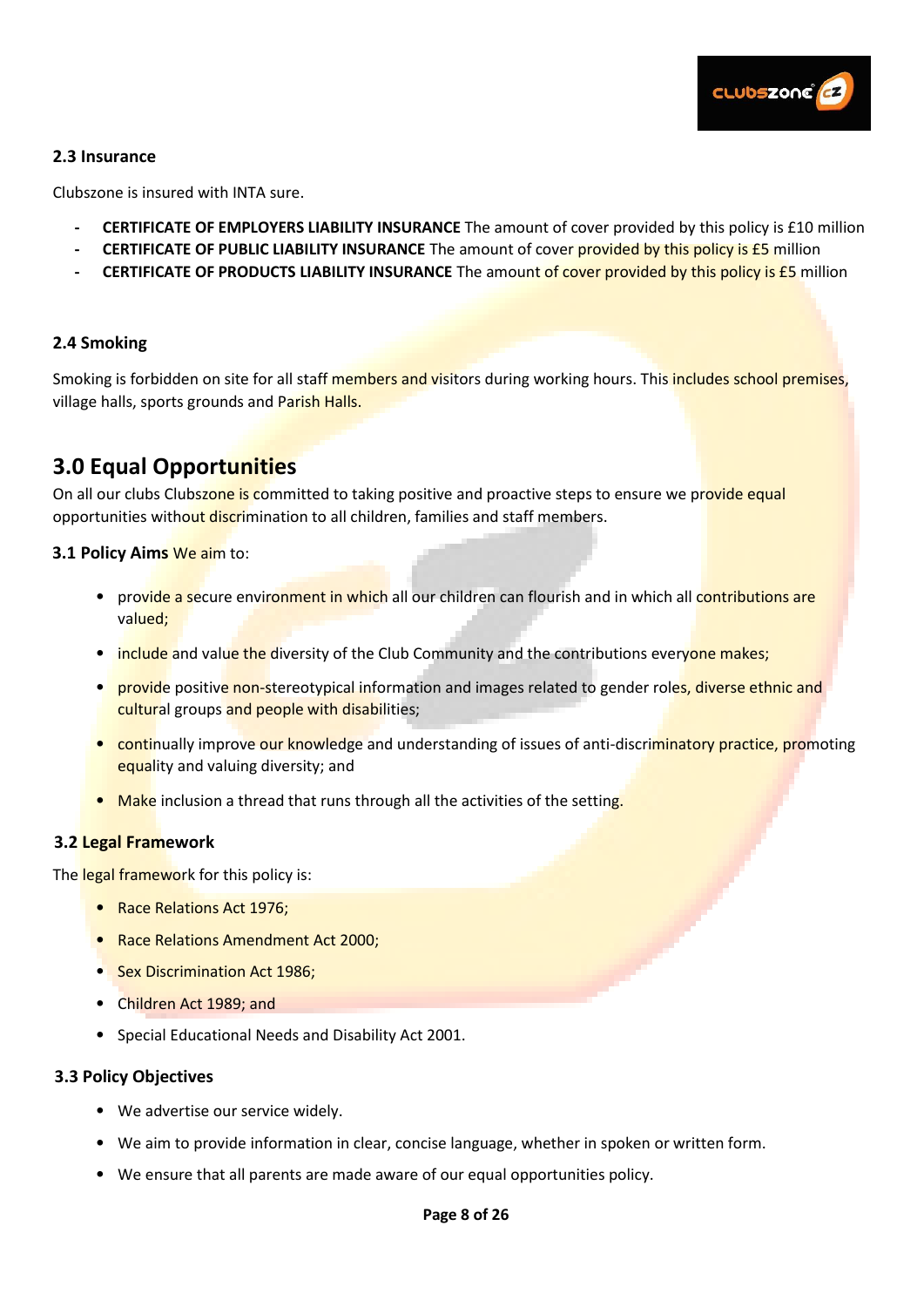### 2.3 Insurance

Clubszone is insured with INTA sure.

- **CERTIFICATE OF EMPLOYERS LIABILITY INSURANCE** The amount of cover provided by this policy is £10 million
- **CERTIFICATE OF PUBLIC LIABILITY INSURANCE** The amount of cover provided by this policy is £5 million
- **CERTIFICATE OF PRODUCTS LIABILITY INSURANCE** The amount of cover provided by this policy is £5 million

### 2.4 Smoking

Smoking is forbidden on site for all staff members and visitors during working hours. This includes school premises, village halls, sports grounds and Parish Halls.

## 3.0 Equal Opportunities

On all our clubs Clubszone is committed to taking positive and proactive steps to ensure we provide equal opportunities without discrimination to all children, families and staff members.

**3.1 Policy Aims** We aim to:

- provide a secure environment in which all our children can flourish and in which all contributions are valued;
- include and value the diversity of the Club Community and the contributions everyone makes;
- provide positive non-stereotypical information and images related to gender roles, diverse ethnic and cultural groups and people with disabilities;
- continually improve our knowledge and understanding of issues of anti-discriminatory practice, promoting equality and valuing diversity; and
- Make inclusion a thread that runs through all the activities of the setting.

### 3.2 Legal Framework

The legal framework for this policy is:

- Race Relations Act 1976;
- Race Relations Amendment Act 2000;
- Sex Discrimination Act 1986;
- Children Act 1989; and
- Special Educational Needs and Disability Act 2001.

### 3.3 Policy Objectives

- We advertise our service widely.
- We aim to provide information in clear, concise language, whether in spoken or written form.
- We ensure that all parents are made aware of our equal opportunities policy.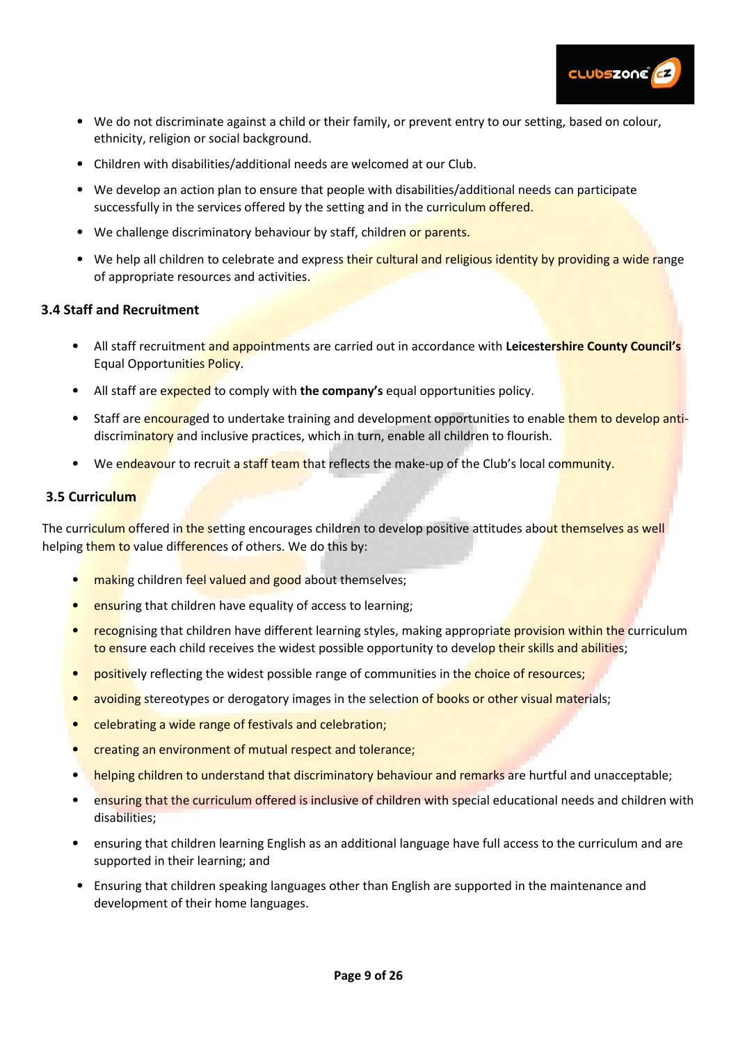- We do not discriminate against a child or their family, or prevent entry to our setting, based on colour, ethnicity, religion or social background.
- Children with disabilities/additional needs are welcomed at our Club.
- We develop an action plan to ensure that people with disabilities/additional needs can participate successfully in the services offered by the setting and in the curriculum offered.
- We challenge discriminatory behaviour by staff, children or parents.
- We help all children to celebrate and express their cultural and religious identity by providing a wide range of appropriate resources and activities.

### 3.4 Staff and Recruitment

- All staff recruitment and appointments are carried out in accordance with **Leicestershire County Council's** Equal Opportunities Policy.
- All staff are expected to comply with **the company's** equal opportunities policy.
- Staff are encouraged to undertake training and development opportunities to enable them to develop anti-discriminatory and inclusive practices, which in turn, enable all children to flourish.
- We endeavour to recruit a staff team that reflects the make-up of the Club's local community.

### 3.5 Curriculum

The curriculum offered in the setting encourages children to develop positive attitudes about themselves as well helping them to value differences of others. We do this by:

- making children feel valued and good about themselves;
- ensuring that children have equality of access to learning;
- recognising that children have different learning styles, making appropriate provision within the curriculum to ensure each child receives the widest possible opportunity to develop their skills and abilities;
- positively reflecting the widest possible range of communities in the choice of resources;
- avoiding stereotypes or derogatory images in the selection of books or other visual materials;
- celebrating a wide range of festivals and celebration;
- creating an environment of mutual respect and tolerance;
- helping children to understand that discriminatory behaviour and remarks are hurtful and unacceptable;
- ensuring that the curriculum offered is inclusive of children with special educational needs and children with disabilities;
- ensuring that children learning English as an additional language have full access to the curriculum and are supported in their learning; and
- Ensuring that children speaking languages other than English are supported in the maintenance and development of their home languages.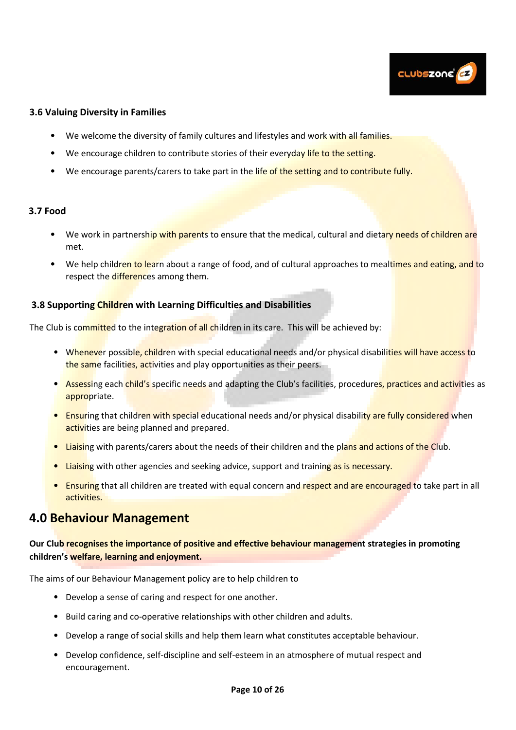### 3.6 Valuing Diversity in Families

- We welcome the diversity of family cultures and lifestyles and work with all families.
- We encourage children to contribute stories of their everyday life to the setting.
- We encourage parents/carers to take part in the life of the setting and to contribute fully.

### 3.7 Food

- We work in partnership with parents to ensure that the medical, cultural and dietary needs of children are met.
- We help children to learn about a range of food, and of cultural approaches to mealtimes and eating, and to respect the differences among them.

### 3.8 Supporting Children with Learning Difficulties and Disabilities

The Club is committed to the integration of all children in its care. This will be achieved by:

- Whenever possible, children with special educational needs and/or physical disabilities will have access to the same facilities, activities and play opportunities as their peers.
- Assessing each child's specific needs and adapting the Club's facilities, procedures, practices and activities as appropriate.
- Ensuring that children with special educational needs and/or physical disability are fully considered when activities are being planned and prepared.
- Liaising with parents/carers about the needs of their children and the plans and actions of the Club.
- Liaising with other agencies and seeking advice, support and training as is necessary.
- Ensuring that all children are treated with equal concern and respect and are encouraged to take part in all activities.

## 4.0 Behaviour Management

**Our Club recognises the importance of positive and effective behaviour management strategies in promoting children's welfare, learning and enjoyment.**

The aims of our Behaviour Management policy are to help children to

- Develop a sense of caring and respect for one another.
- Build caring and co-operative relationships with other children and adults.
- Develop a range of social skills and help them learn what constitutes acceptable behaviour.
- Develop confidence, self-discipline and self-esteem in an atmosphere of mutual respect and encouragement.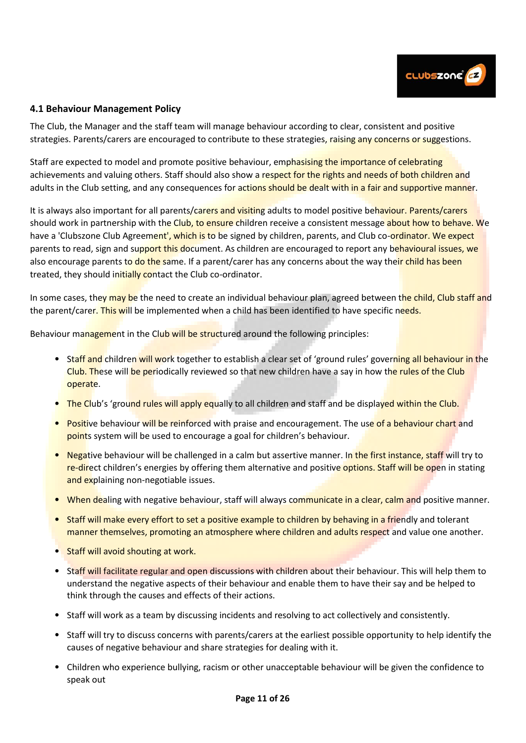### 4.1 Behaviour Management Policy

The Club, the Manager and the staff team will manage behaviour according to clear, consistent and positive strategies. Parents/carers are encouraged to contribute to these strategies, raising any concerns or suggestions.

Staff are expected to model and promote positive behaviour, emphasising the importance of celebrating achievements and valuing others. Staff should also show a respect for the rights and needs of both children and adults in the Club setting, and any consequences for actions should be dealt with in a fair and supportive manner.

It is always also important for all parents/carers and visiting adults to model positive behaviour. Parents/carers should work in partnership with the Club, to ensure children receive a consistent message about how to behave. We have a 'Clubszone Club Agreement', which is to be signed by children, parents, and Club co-ordinator. We expect parents to read, sign and support this document. As children are encouraged to report any behavioural issues, we also encourage parents to do the same. If a parent/carer has any concerns about the way their child has been treated, they should initially contact the Club co-ordinator.

In some cases, they may be the need to create an individual behaviour plan, agreed between the child, Club staff and the parent/carer. This will be implemented when a child has been identified to have specific needs.

Behaviour management in the Club will be structured around the following principles:

- Staff and children will work together to establish a clear set of 'ground rules' governing all behaviour in the Club. These will be periodically reviewed so that new children have a say in how the rules of the Club operate.
- The Club's 'ground rules will apply equally to all children and staff and be displayed within the Club.
- Positive behaviour will be reinforced with praise and encouragement. The use of a behaviour chart and points system will be used to encourage a goal for children's behaviour.
- Negative behaviour will be challenged in a calm but assertive manner. In the first instance, staff will try to re-direct children's energies by offering them alternative and positive options. Staff will be open in stating and explaining non-negotiable issues.
- When dealing with negative behaviour, staff will always communicate in a clear, calm and positive manner.
- Staff will make every effort to set a positive example to children by behaving in a friendly and tolerant manner themselves, promoting an atmosphere where children and adults respect and value one another.
- Staff will avoid shouting at work.
- Staff will facilitate regular and open discussions with children about their behaviour. This will help them to understand the negative aspects of their behaviour and enable them to have their say and be helped to think through the causes and effects of their actions.
- Staff will work as a team by discussing incidents and resolving to act collectively and consistently.
- Staff will try to discuss concerns with parents/carers at the earliest possible opportunity to help identify the causes of negative behaviour and share strategies for dealing with it.
- Children who experience bullying, racism or other unacceptable behaviour will be given the confidence to speak out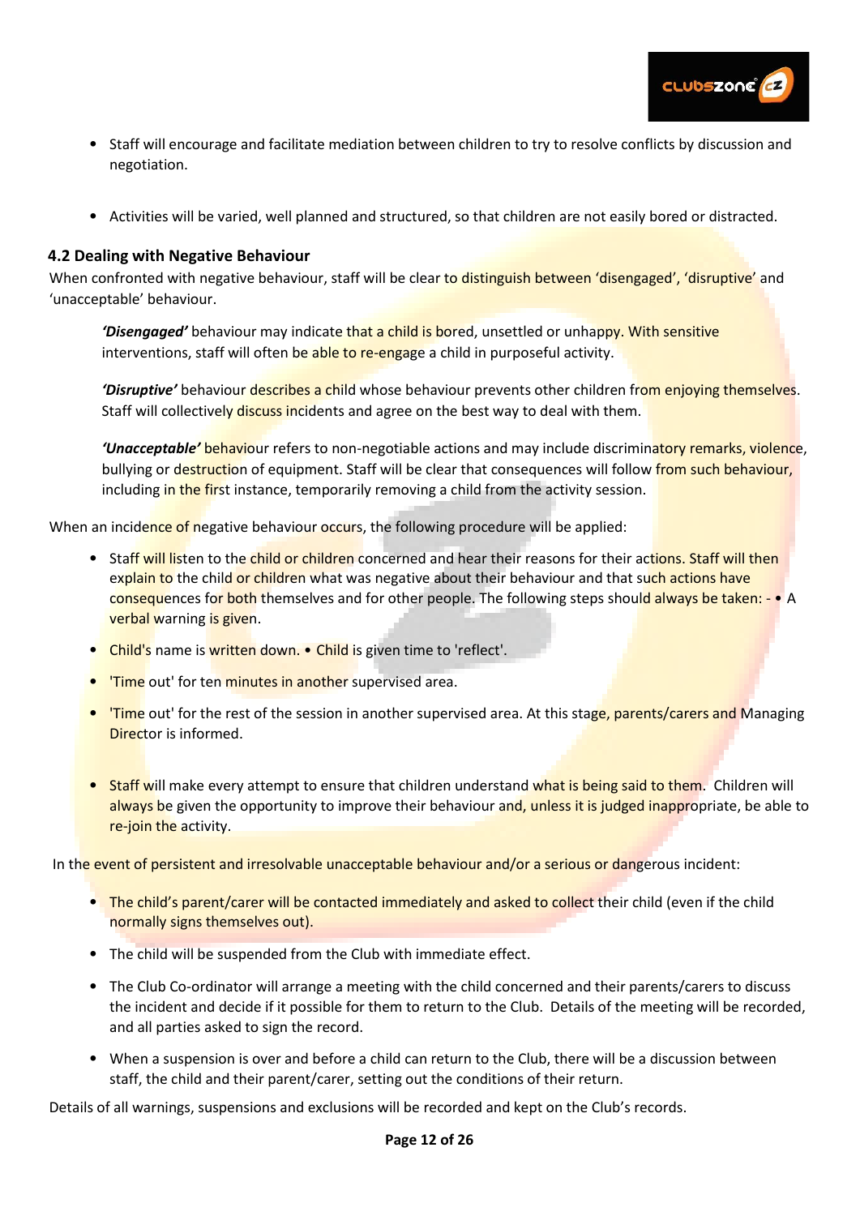- Staff will encourage and facilitate mediation between children to try to resolve conflicts by discussion and negotiation.

- Activities will be varied, well planned and structured, so that children are not easily bored or distracted.

### 4.2 Dealing with Negative Behaviour

When confronted with negative behaviour, staff will be clear to distinguish between 'disengaged', 'disruptive' and 'unacceptable' behaviour.

> ***'Disengaged'*** behaviour may indicate that a child is bored, unsettled or unhappy. With sensitive interventions, staff will often be able to re-engage a child in purposeful activity.
>
> ***'Disruptive'*** behaviour describes a child whose behaviour prevents other children from enjoying themselves. Staff will collectively discuss incidents and agree on the best way to deal with them.
>
> ***'Unacceptable'*** behaviour refers to non-negotiable actions and may include discriminatory remarks, violence, bullying or destruction of equipment. Staff will be clear that consequences will follow from such behaviour, including in the first instance, temporarily removing a child from the activity session.

When an incidence of negative behaviour occurs, the following procedure will be applied:

- Staff will listen to the child or children concerned and hear their reasons for their actions. Staff will then explain to the child or children what was negative about their behaviour and that such actions have consequences for both themselves and for other people. The following steps should always be taken: - • A verbal warning is given.
- Child's name is written down. • Child is given time to 'reflect'.
- 'Time out' for ten minutes in another supervised area.
- 'Time out' for the rest of the session in another supervised area. At this stage, parents/carers and Managing Director is informed.

- Staff will make every attempt to ensure that children understand what is being said to them. Children will always be given the opportunity to improve their behaviour and, unless it is judged inappropriate, be able to re-join the activity.

In the event of persistent and irresolvable unacceptable behaviour and/or a serious or dangerous incident:

- The child's parent/carer will be contacted immediately and asked to collect their child (even if the child normally signs themselves out).
- The child will be suspended from the Club with immediate effect.
- The Club Co-ordinator will arrange a meeting with the child concerned and their parents/carers to discuss the incident and decide if it possible for them to return to the Club. Details of the meeting will be recorded, and all parties asked to sign the record.
- When a suspension is over and before a child can return to the Club, there will be a discussion between staff, the child and their parent/carer, setting out the conditions of their return.

Details of all warnings, suspensions and exclusions will be recorded and kept on the Club's records.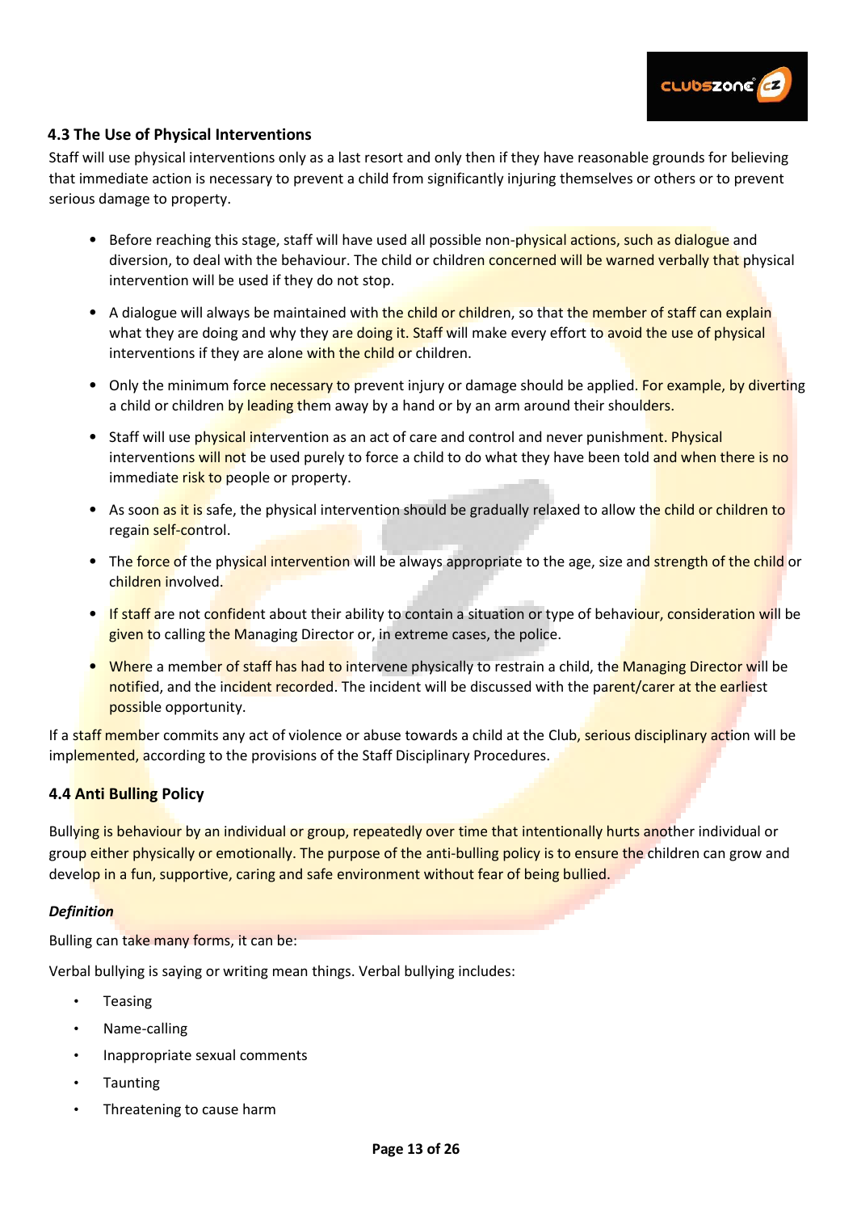### 4.3 The Use of Physical Interventions

Staff will use physical interventions only as a last resort and only then if they have reasonable grounds for believing that immediate action is necessary to prevent a child from significantly injuring themselves or others or to prevent serious damage to property.

- Before reaching this stage, staff will have used all possible non-physical actions, such as dialogue and diversion, to deal with the behaviour. The child or children concerned will be warned verbally that physical intervention will be used if they do not stop.
- A dialogue will always be maintained with the child or children, so that the member of staff can explain what they are doing and why they are doing it. Staff will make every effort to avoid the use of physical interventions if they are alone with the child or children.
- Only the minimum force necessary to prevent injury or damage should be applied. For example, by diverting a child or children by leading them away by a hand or by an arm around their shoulders.
- Staff will use physical intervention as an act of care and control and never punishment. Physical interventions will not be used purely to force a child to do what they have been told and when there is no immediate risk to people or property.
- As soon as it is safe, the physical intervention should be gradually relaxed to allow the child or children to regain self-control.
- The force of the physical intervention will be always appropriate to the age, size and strength of the child or children involved.
- If staff are not confident about their ability to contain a situation or type of behaviour, consideration will be given to calling the Managing Director or, in extreme cases, the police.
- Where a member of staff has had to intervene physically to restrain a child, the Managing Director will be notified, and the incident recorded. The incident will be discussed with the parent/carer at the earliest possible opportunity.

If a staff member commits any act of violence or abuse towards a child at the Club, serious disciplinary action will be implemented, according to the provisions of the Staff Disciplinary Procedures.

### 4.4 Anti Bulling Policy

Bullying is behaviour by an individual or group, repeatedly over time that intentionally hurts another individual or group either physically or emotionally. The purpose of the anti-bulling policy is to ensure the children can grow and develop in a fun, supportive, caring and safe environment without fear of being bullied.

***Definition***

Bulling can take many forms, it can be:

Verbal bullying is saying or writing mean things. Verbal bullying includes:

- Teasing
- Name-calling
- Inappropriate sexual comments
- Taunting
- Threatening to cause harm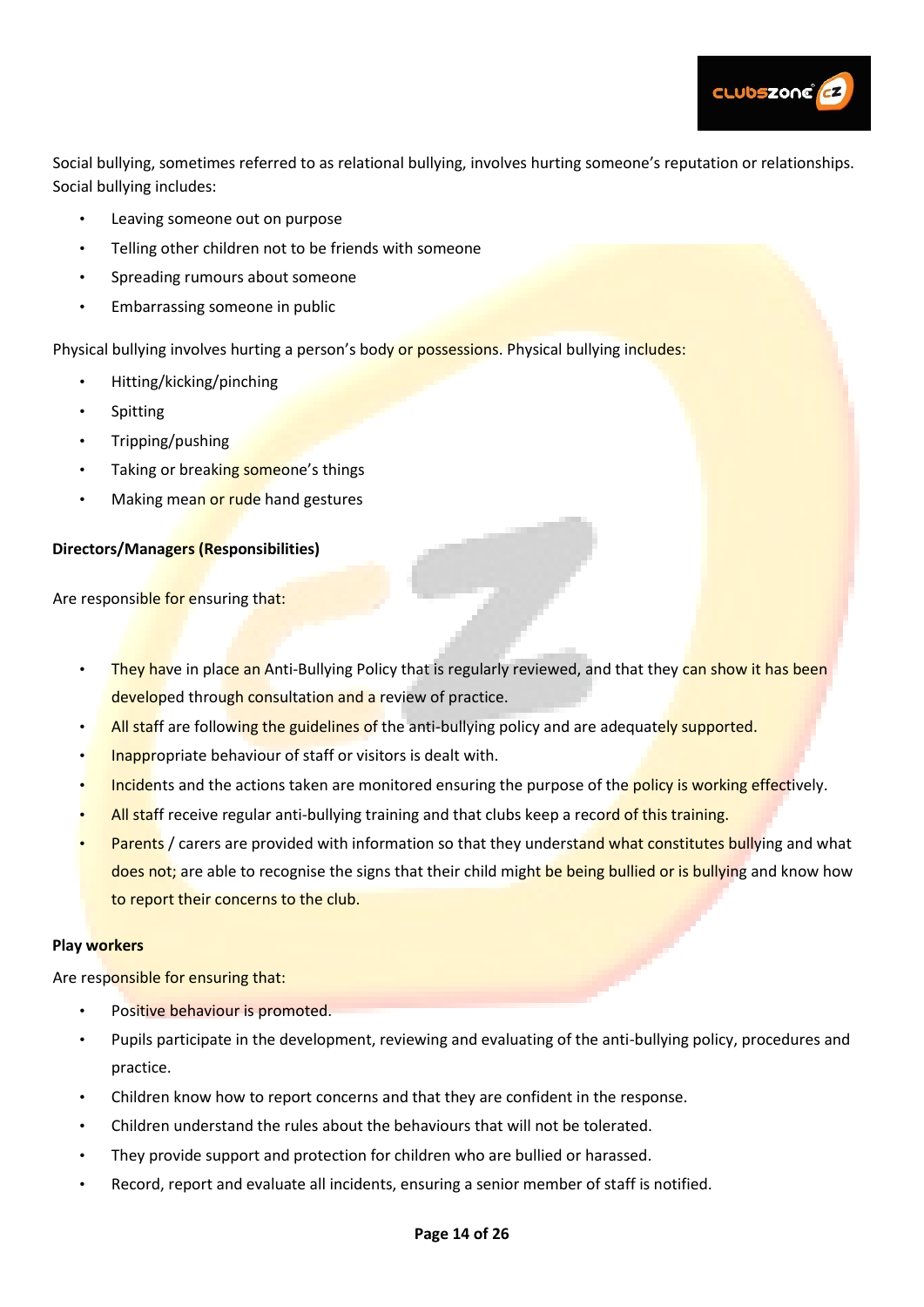Social bullying, sometimes referred to as relational bullying, involves hurting someone's reputation or relationships. Social bullying includes:

- Leaving someone out on purpose
- Telling other children not to be friends with someone
- Spreading rumours about someone
- Embarrassing someone in public

Physical bullying involves hurting a person's body or possessions. Physical bullying includes:

- Hitting/kicking/pinching
- Spitting
- Tripping/pushing
- Taking or breaking someone's things
- Making mean or rude hand gestures

**Directors/Managers (Responsibilities)**

Are responsible for ensuring that:

- They have in place an Anti-Bullying Policy that is regularly reviewed, and that they can show it has been developed through consultation and a review of practice.
- All staff are following the guidelines of the anti-bullying policy and are adequately supported.
- Inappropriate behaviour of staff or visitors is dealt with.
- Incidents and the actions taken are monitored ensuring the purpose of the policy is working effectively.
- All staff receive regular anti-bullying training and that clubs keep a record of this training.
- Parents / carers are provided with information so that they understand what constitutes bullying and what does not; are able to recognise the signs that their child might be being bullied or is bullying and know how to report their concerns to the club.

**Play workers**

Are responsible for ensuring that:

- Positive behaviour is promoted.
- Pupils participate in the development, reviewing and evaluating of the anti-bullying policy, procedures and practice.
- Children know how to report concerns and that they are confident in the response.
- Children understand the rules about the behaviours that will not be tolerated.
- They provide support and protection for children who are bullied or harassed.
- Record, report and evaluate all incidents, ensuring a senior member of staff is notified.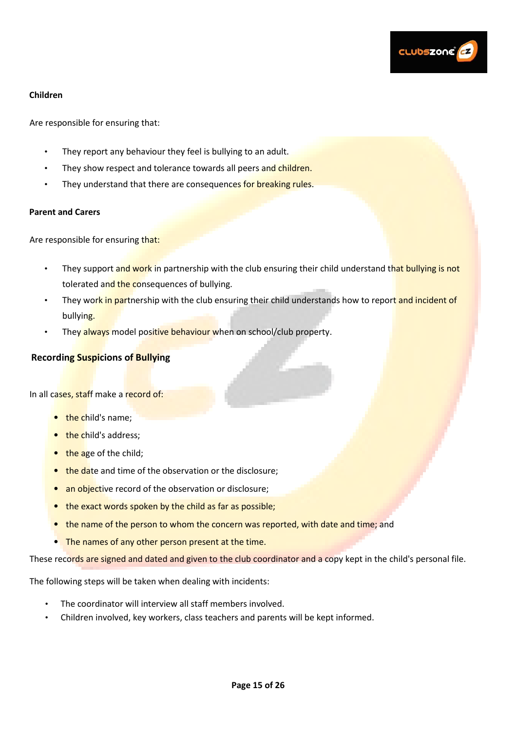**Children**

Are responsible for ensuring that:

- They report any behaviour they feel is bullying to an adult.
- They show respect and tolerance towards all peers and children.
- They understand that there are consequences for breaking rules.

**Parent and Carers**

Are responsible for ensuring that:

- They support and work in partnership with the club ensuring their child understand that bullying is not tolerated and the consequences of bullying.
- They work in partnership with the club ensuring their child understands how to report and incident of bullying.
- They always model positive behaviour when on school/club property.

## Recording Suspicions of Bullying

In all cases, staff make a record of:

- the child's name;
- the child's address;
- the age of the child;
- the date and time of the observation or the disclosure;
- an objective record of the observation or disclosure;
- the exact words spoken by the child as far as possible;
- the name of the person to whom the concern was reported, with date and time; and
- The names of any other person present at the time.

These records are signed and dated and given to the club coordinator and a copy kept in the child's personal file.

The following steps will be taken when dealing with incidents:

- The coordinator will interview all staff members involved.
- Children involved, key workers, class teachers and parents will be kept informed.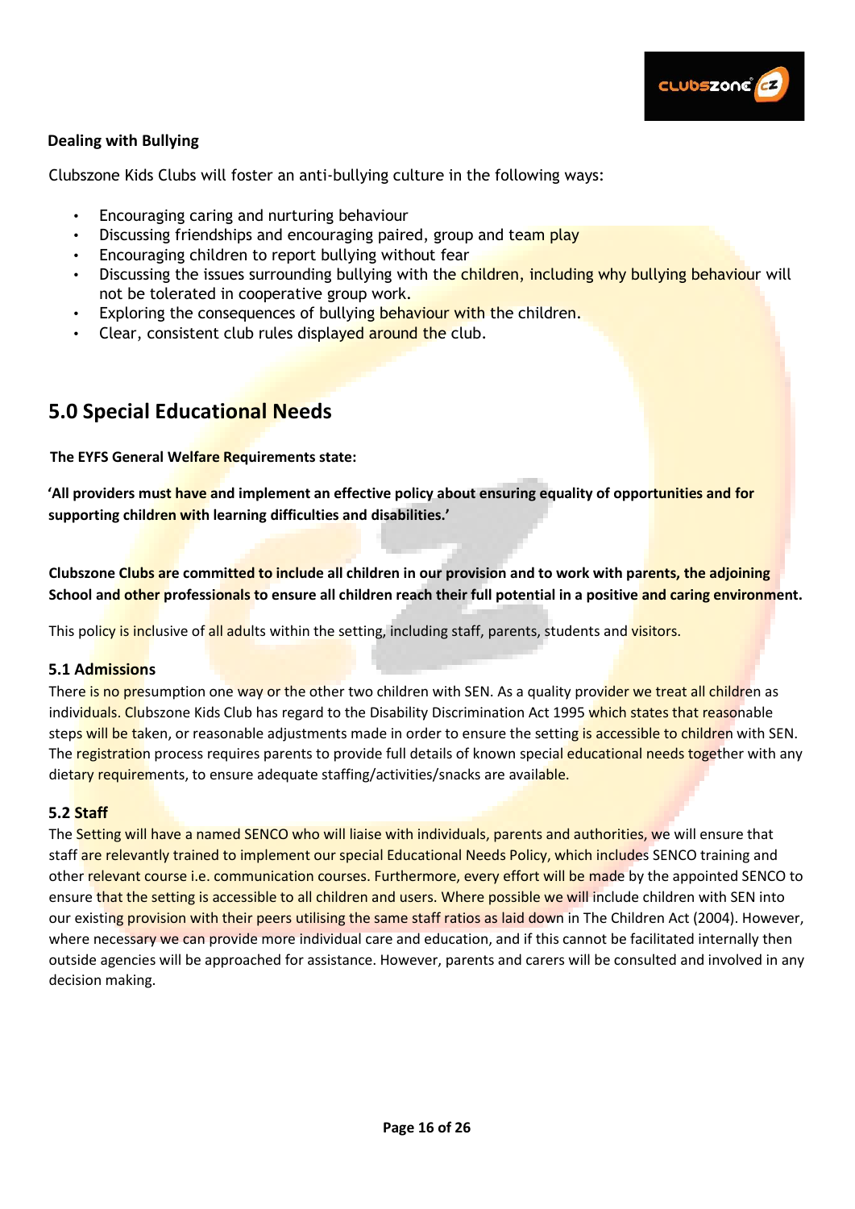**Dealing with Bullying**

Clubszone Kids Clubs will foster an anti-bullying culture in the following ways:

- Encouraging caring and nurturing behaviour
- Discussing friendships and encouraging paired, group and team play
- Encouraging children to report bullying without fear
- Discussing the issues surrounding bullying with the children, including why bullying behaviour will not be tolerated in cooperative group work.
- Exploring the consequences of bullying behaviour with the children.
- Clear, consistent club rules displayed around the club.

## 5.0 Special Educational Needs

**The EYFS General Welfare Requirements state:**

**'All providers must have and implement an effective policy about ensuring equality of opportunities and for supporting children with learning difficulties and disabilities.'**

**Clubszone Clubs are committed to include all children in our provision and to work with parents, the adjoining School and other professionals to ensure all children reach their full potential in a positive and caring environment.**

This policy is inclusive of all adults within the setting, including staff, parents, students and visitors.

### 5.1 Admissions

There is no presumption one way or the other two children with SEN. As a quality provider we treat all children as individuals. Clubszone Kids Club has regard to the Disability Discrimination Act 1995 which states that reasonable steps will be taken, or reasonable adjustments made in order to ensure the setting is accessible to children with SEN. The registration process requires parents to provide full details of known special educational needs together with any dietary requirements, to ensure adequate staffing/activities/snacks are available.

### 5.2 Staff

The Setting will have a named SENCO who will liaise with individuals, parents and authorities, we will ensure that staff are relevantly trained to implement our special Educational Needs Policy, which includes SENCO training and other relevant course i.e. communication courses. Furthermore, every effort will be made by the appointed SENCO to ensure that the setting is accessible to all children and users. Where possible we will include children with SEN into our existing provision with their peers utilising the same staff ratios as laid down in The Children Act (2004). However, where necessary we can provide more individual care and education, and if this cannot be facilitated internally then outside agencies will be approached for assistance. However, parents and carers will be consulted and involved in any decision making.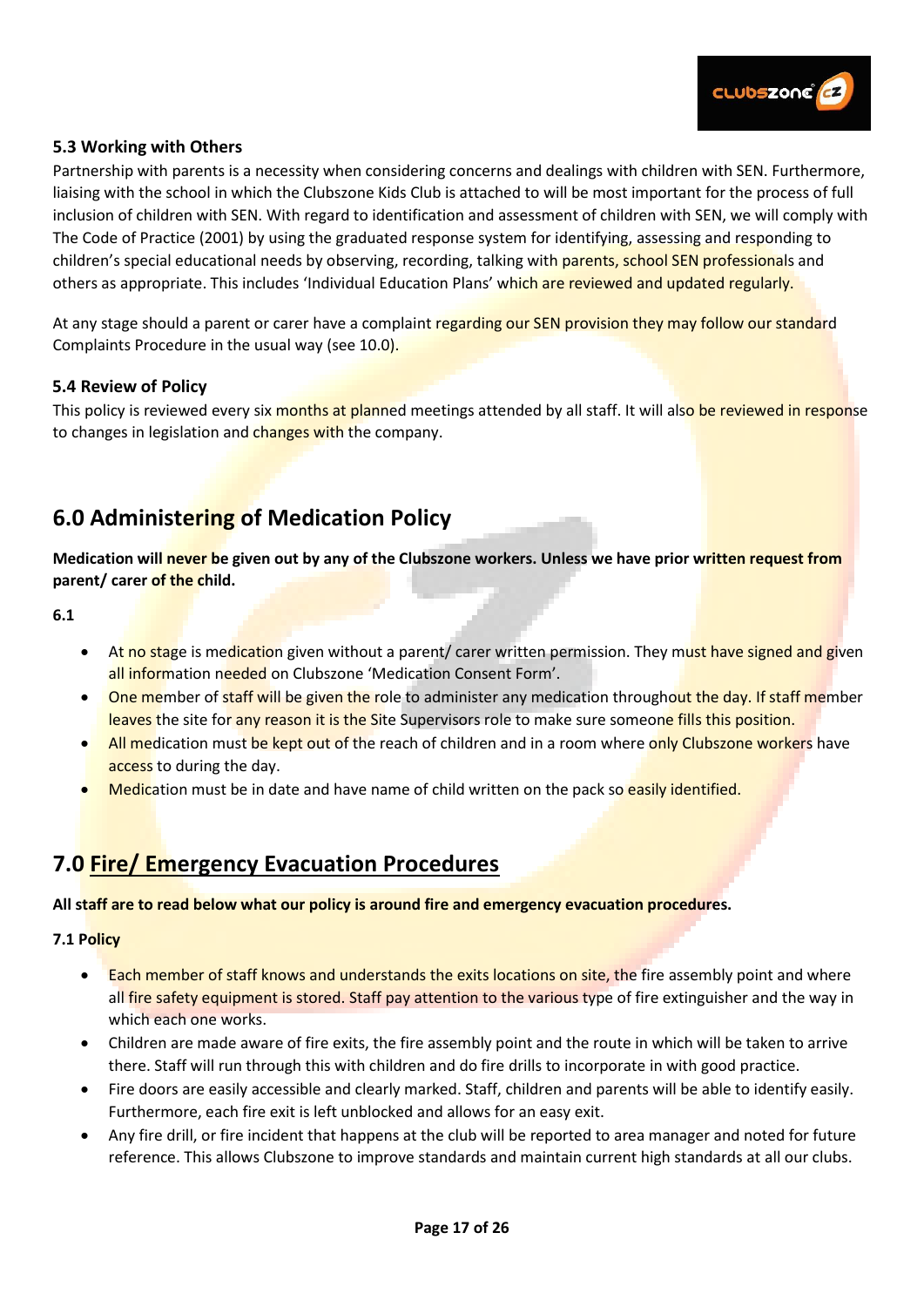### 5.3 Working with Others

Partnership with parents is a necessity when considering concerns and dealings with children with SEN. Furthermore, liaising with the school in which the Clubszone Kids Club is attached to will be most important for the process of full inclusion of children with SEN. With regard to identification and assessment of children with SEN, we will comply with The Code of Practice (2001) by using the graduated response system for identifying, assessing and responding to children's special educational needs by observing, recording, talking with parents, school SEN professionals and others as appropriate. This includes 'Individual Education Plans' which are reviewed and updated regularly.

At any stage should a parent or carer have a complaint regarding our SEN provision they may follow our standard Complaints Procedure in the usual way (see 10.0).

### 5.4 Review of Policy

This policy is reviewed every six months at planned meetings attended by all staff. It will also be reviewed in response to changes in legislation and changes with the company.

## 6.0 Administering of Medication Policy

**Medication will never be given out by any of the Clubszone workers. Unless we have prior written request from parent/ carer of the child.**

**6.1**

- At no stage is medication given without a parent/ carer written permission. They must have signed and given all information needed on Clubszone 'Medication Consent Form'.
- One member of staff will be given the role to administer any medication throughout the day. If staff member leaves the site for any reason it is the Site Supervisors role to make sure someone fills this position.
- All medication must be kept out of the reach of children and in a room where only Clubszone workers have access to during the day.
- Medication must be in date and have name of child written on the pack so easily identified.

## 7.0 Fire/ Emergency Evacuation Procedures

**All staff are to read below what our policy is around fire and emergency evacuation procedures.**

**7.1 Policy**

- Each member of staff knows and understands the exits locations on site, the fire assembly point and where all fire safety equipment is stored. Staff pay attention to the various type of fire extinguisher and the way in which each one works.
- Children are made aware of fire exits, the fire assembly point and the route in which will be taken to arrive there. Staff will run through this with children and do fire drills to incorporate in with good practice.
- Fire doors are easily accessible and clearly marked. Staff, children and parents will be able to identify easily. Furthermore, each fire exit is left unblocked and allows for an easy exit.
- Any fire drill, or fire incident that happens at the club will be reported to area manager and noted for future reference. This allows Clubszone to improve standards and maintain current high standards at all our clubs.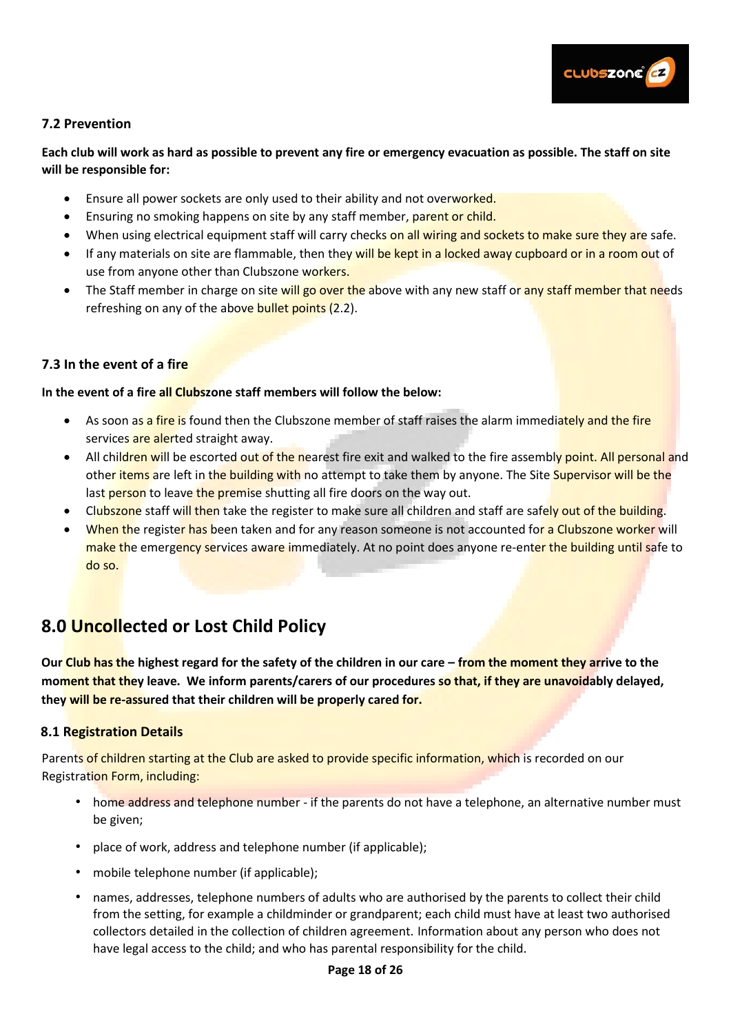### 7.2 Prevention

**Each club will work as hard as possible to prevent any fire or emergency evacuation as possible. The staff on site will be responsible for:**

- Ensure all power sockets are only used to their ability and not overworked.
- Ensuring no smoking happens on site by any staff member, parent or child.
- When using electrical equipment staff will carry checks on all wiring and sockets to make sure they are safe.
- If any materials on site are flammable, then they will be kept in a locked away cupboard or in a room out of use from anyone other than Clubszone workers.
- The Staff member in charge on site will go over the above with any new staff or any staff member that needs refreshing on any of the above bullet points (2.2).

### 7.3 In the event of a fire

**In the event of a fire all Clubszone staff members will follow the below:**

- As soon as a fire is found then the Clubszone member of staff raises the alarm immediately and the fire services are alerted straight away.
- All children will be escorted out of the nearest fire exit and walked to the fire assembly point. All personal and other items are left in the building with no attempt to take them by anyone. The Site Supervisor will be the last person to leave the premise shutting all fire doors on the way out.
- Clubszone staff will then take the register to make sure all children and staff are safely out of the building.
- When the register has been taken and for any reason someone is not accounted for a Clubszone worker will make the emergency services aware immediately. At no point does anyone re-enter the building until safe to do so.

## 8.0 Uncollected or Lost Child Policy

**Our Club has the highest regard for the safety of the children in our care – from the moment they arrive to the moment that they leave. We inform parents/carers of our procedures so that, if they are unavoidably delayed, they will be re-assured that their children will be properly cared for.**

### 8.1 Registration Details

Parents of children starting at the Club are asked to provide specific information, which is recorded on our Registration Form, including:

- home address and telephone number - if the parents do not have a telephone, an alternative number must be given;
- place of work, address and telephone number (if applicable);
- mobile telephone number (if applicable);
- names, addresses, telephone numbers of adults who are authorised by the parents to collect their child from the setting, for example a childminder or grandparent; each child must have at least two authorised collectors detailed in the collection of children agreement. Information about any person who does not have legal access to the child; and who has parental responsibility for the child.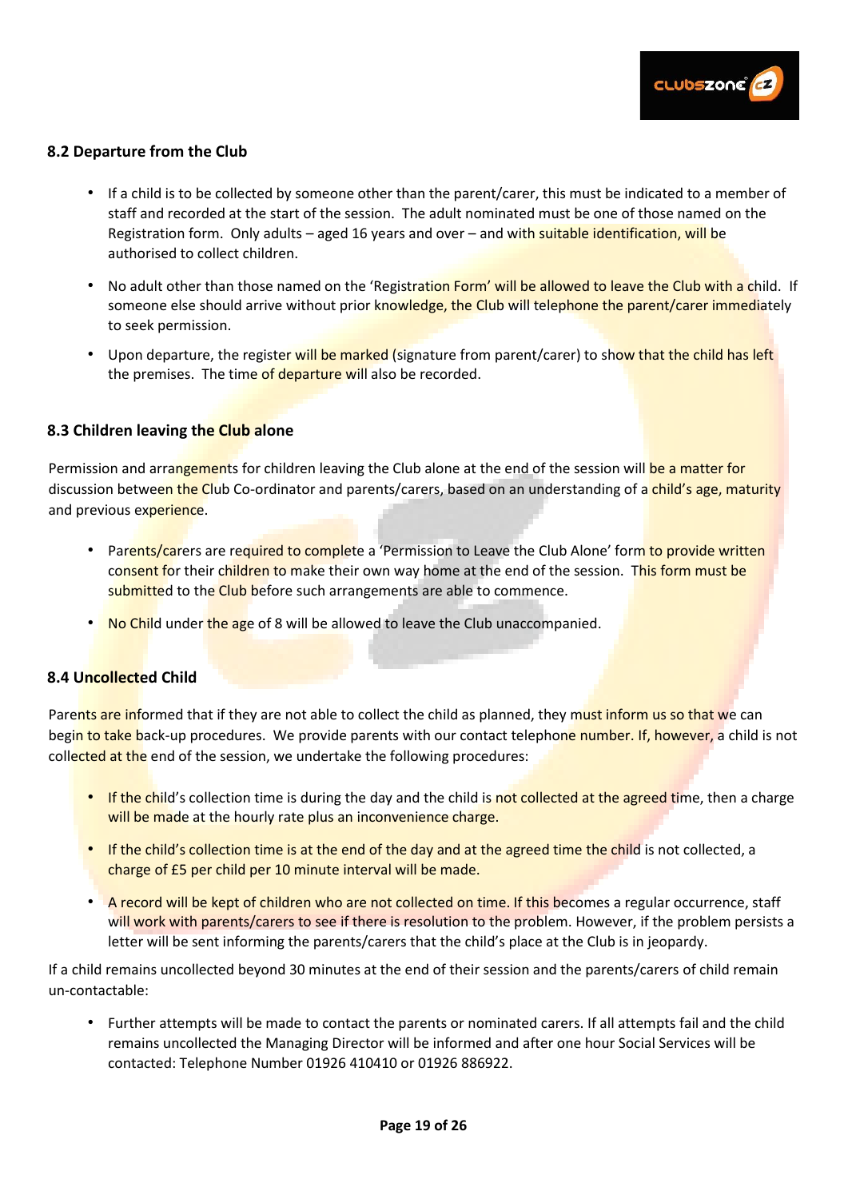### 8.2 Departure from the Club

- If a child is to be collected by someone other than the parent/carer, this must be indicated to a member of staff and recorded at the start of the session. The adult nominated must be one of those named on the Registration form. Only adults – aged 16 years and over – and with suitable identification, will be authorised to collect children.
- No adult other than those named on the 'Registration Form' will be allowed to leave the Club with a child. If someone else should arrive without prior knowledge, the Club will telephone the parent/carer immediately to seek permission.
- Upon departure, the register will be marked (signature from parent/carer) to show that the child has left the premises. The time of departure will also be recorded.

### 8.3 Children leaving the Club alone

Permission and arrangements for children leaving the Club alone at the end of the session will be a matter for discussion between the Club Co-ordinator and parents/carers, based on an understanding of a child's age, maturity and previous experience.

- Parents/carers are required to complete a 'Permission to Leave the Club Alone' form to provide written consent for their children to make their own way home at the end of the session. This form must be submitted to the Club before such arrangements are able to commence.
- No Child under the age of 8 will be allowed to leave the Club unaccompanied.

### 8.4 Uncollected Child

Parents are informed that if they are not able to collect the child as planned, they must inform us so that we can begin to take back-up procedures. We provide parents with our contact telephone number. If, however, a child is not collected at the end of the session, we undertake the following procedures:

- If the child's collection time is during the day and the child is not collected at the agreed time, then a charge will be made at the hourly rate plus an inconvenience charge.
- If the child's collection time is at the end of the day and at the agreed time the child is not collected, a charge of £5 per child per 10 minute interval will be made.
- A record will be kept of children who are not collected on time. If this becomes a regular occurrence, staff will work with parents/carers to see if there is resolution to the problem. However, if the problem persists a letter will be sent informing the parents/carers that the child's place at the Club is in jeopardy.

If a child remains uncollected beyond 30 minutes at the end of their session and the parents/carers of child remain un-contactable:

- Further attempts will be made to contact the parents or nominated carers. If all attempts fail and the child remains uncollected the Managing Director will be informed and after one hour Social Services will be contacted: Telephone Number 01926 410410 or 01926 886922.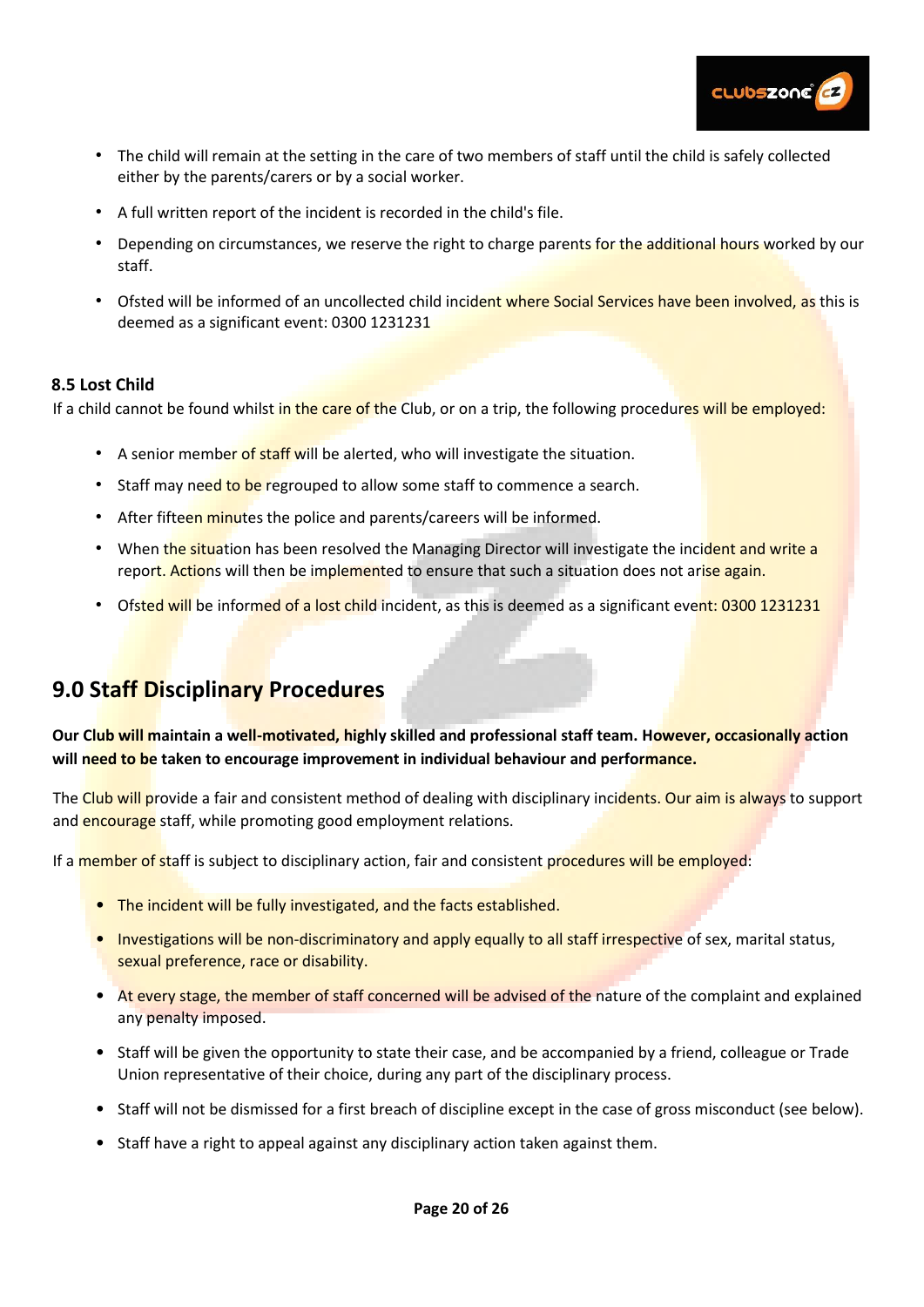- The child will remain at the setting in the care of two members of staff until the child is safely collected either by the parents/carers or by a social worker.
- A full written report of the incident is recorded in the child's file.
- Depending on circumstances, we reserve the right to charge parents for the additional hours worked by our staff.
- Ofsted will be informed of an uncollected child incident where Social Services have been involved, as this is deemed as a significant event: 0300 1231231

### 8.5 Lost Child

If a child cannot be found whilst in the care of the Club, or on a trip, the following procedures will be employed:

- A senior member of staff will be alerted, who will investigate the situation.
- Staff may need to be regrouped to allow some staff to commence a search.
- After fifteen minutes the police and parents/careers will be informed.
- When the situation has been resolved the Managing Director will investigate the incident and write a report. Actions will then be implemented to ensure that such a situation does not arise again.
- Ofsted will be informed of a lost child incident, as this is deemed as a significant event: 0300 1231231

## 9.0 Staff Disciplinary Procedures

**Our Club will maintain a well-motivated, highly skilled and professional staff team. However, occasionally action will need to be taken to encourage improvement in individual behaviour and performance.**

The Club will provide a fair and consistent method of dealing with disciplinary incidents. Our aim is always to support and encourage staff, while promoting good employment relations.

If a member of staff is subject to disciplinary action, fair and consistent procedures will be employed:

- The incident will be fully investigated, and the facts established.
- Investigations will be non-discriminatory and apply equally to all staff irrespective of sex, marital status, sexual preference, race or disability.
- At every stage, the member of staff concerned will be advised of the nature of the complaint and explained any penalty imposed.
- Staff will be given the opportunity to state their case, and be accompanied by a friend, colleague or Trade Union representative of their choice, during any part of the disciplinary process.
- Staff will not be dismissed for a first breach of discipline except in the case of gross misconduct (see below).
- Staff have a right to appeal against any disciplinary action taken against them.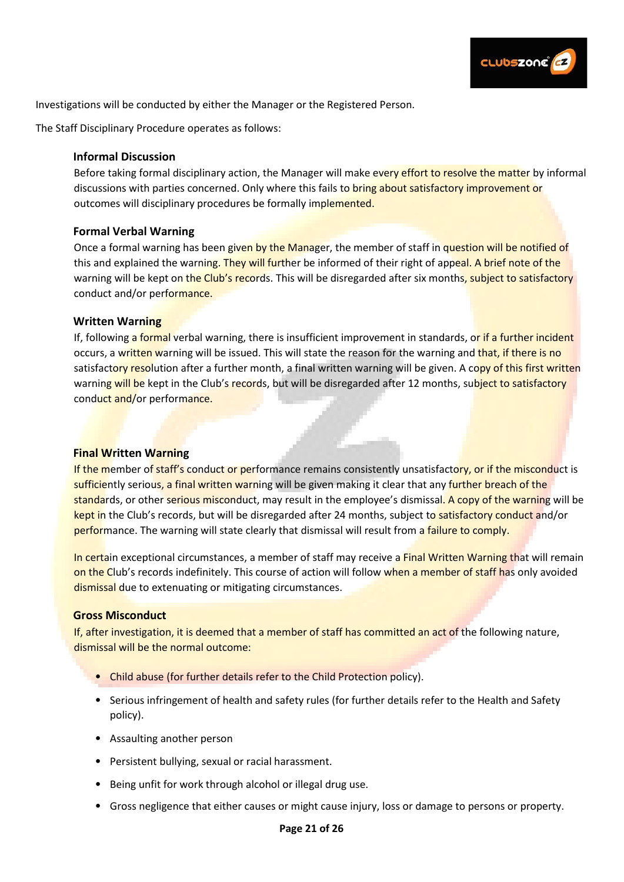Investigations will be conducted by either the Manager or the Registered Person.

The Staff Disciplinary Procedure operates as follows:

### Informal Discussion

Before taking formal disciplinary action, the Manager will make every effort to resolve the matter by informal discussions with parties concerned. Only where this fails to bring about satisfactory improvement or outcomes will disciplinary procedures be formally implemented.

### Formal Verbal Warning

Once a formal warning has been given by the Manager, the member of staff in question will be notified of this and explained the warning. They will further be informed of their right of appeal. A brief note of the warning will be kept on the Club's records. This will be disregarded after six months, subject to satisfactory conduct and/or performance.

### Written Warning

If, following a formal verbal warning, there is insufficient improvement in standards, or if a further incident occurs, a written warning will be issued. This will state the reason for the warning and that, if there is no satisfactory resolution after a further month, a final written warning will be given. A copy of this first written warning will be kept in the Club's records, but will be disregarded after 12 months, subject to satisfactory conduct and/or performance.

### Final Written Warning

If the member of staff's conduct or performance remains consistently unsatisfactory, or if the misconduct is sufficiently serious, a final written warning will be given making it clear that any further breach of the standards, or other serious misconduct, may result in the employee's dismissal. A copy of the warning will be kept in the Club's records, but will be disregarded after 24 months, subject to satisfactory conduct and/or performance. The warning will state clearly that dismissal will result from a failure to comply.

In certain exceptional circumstances, a member of staff may receive a Final Written Warning that will remain on the Club's records indefinitely. This course of action will follow when a member of staff has only avoided dismissal due to extenuating or mitigating circumstances.

### Gross Misconduct

If, after investigation, it is deemed that a member of staff has committed an act of the following nature, dismissal will be the normal outcome:

- Child abuse (for further details refer to the Child Protection policy).
- Serious infringement of health and safety rules (for further details refer to the Health and Safety policy).
- Assaulting another person
- Persistent bullying, sexual or racial harassment.
- Being unfit for work through alcohol or illegal drug use.
- Gross negligence that either causes or might cause injury, loss or damage to persons or property.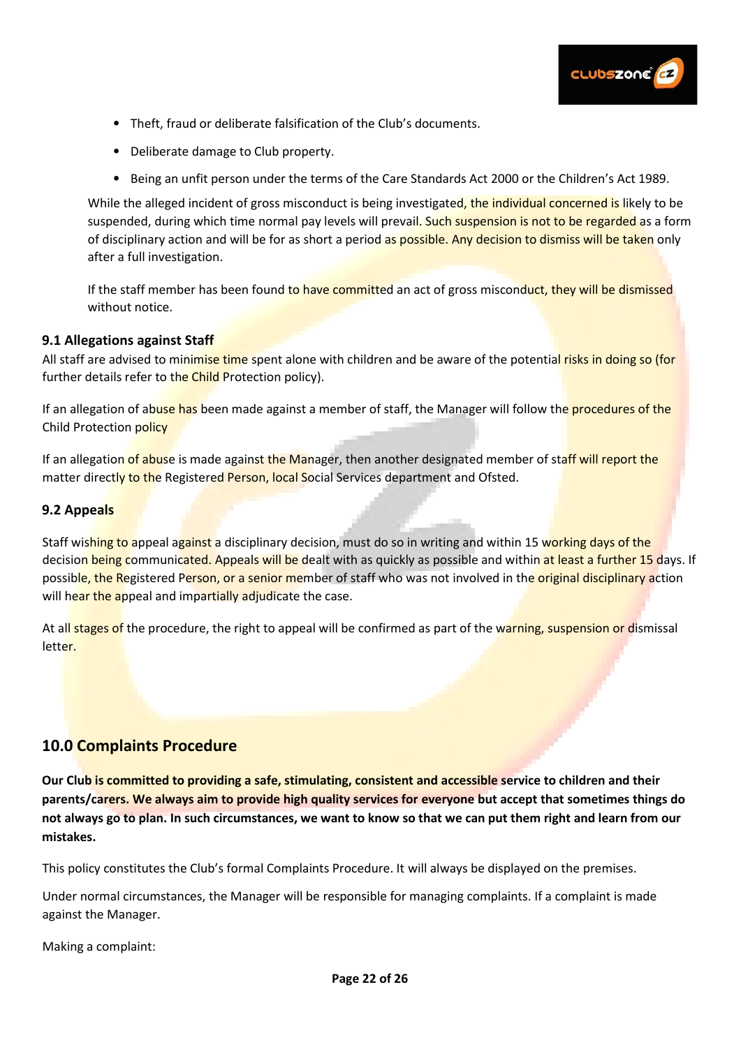- Theft, fraud or deliberate falsification of the Club's documents.
- Deliberate damage to Club property.
- Being an unfit person under the terms of the Care Standards Act 2000 or the Children's Act 1989.

While the alleged incident of gross misconduct is being investigated, the individual concerned is likely to be suspended, during which time normal pay levels will prevail. Such suspension is not to be regarded as a form of disciplinary action and will be for as short a period as possible. Any decision to dismiss will be taken only after a full investigation.

If the staff member has been found to have committed an act of gross misconduct, they will be dismissed without notice.

### 9.1 Allegations against Staff

All staff are advised to minimise time spent alone with children and be aware of the potential risks in doing so (for further details refer to the Child Protection policy).

If an allegation of abuse has been made against a member of staff, the Manager will follow the procedures of the Child Protection policy

If an allegation of abuse is made against the Manager, then another designated member of staff will report the matter directly to the Registered Person, local Social Services department and Ofsted.

### 9.2 Appeals

Staff wishing to appeal against a disciplinary decision, must do so in writing and within 15 working days of the decision being communicated. Appeals will be dealt with as quickly as possible and within at least a further 15 days. If possible, the Registered Person, or a senior member of staff who was not involved in the original disciplinary action will hear the appeal and impartially adjudicate the case.

At all stages of the procedure, the right to appeal will be confirmed as part of the warning, suspension or dismissal letter.

## 10.0 Complaints Procedure

**Our Club is committed to providing a safe, stimulating, consistent and accessible service to children and their parents/carers. We always aim to provide high quality services for everyone but accept that sometimes things do not always go to plan. In such circumstances, we want to know so that we can put them right and learn from our mistakes.**

This policy constitutes the Club's formal Complaints Procedure. It will always be displayed on the premises.

Under normal circumstances, the Manager will be responsible for managing complaints. If a complaint is made against the Manager.

Making a complaint: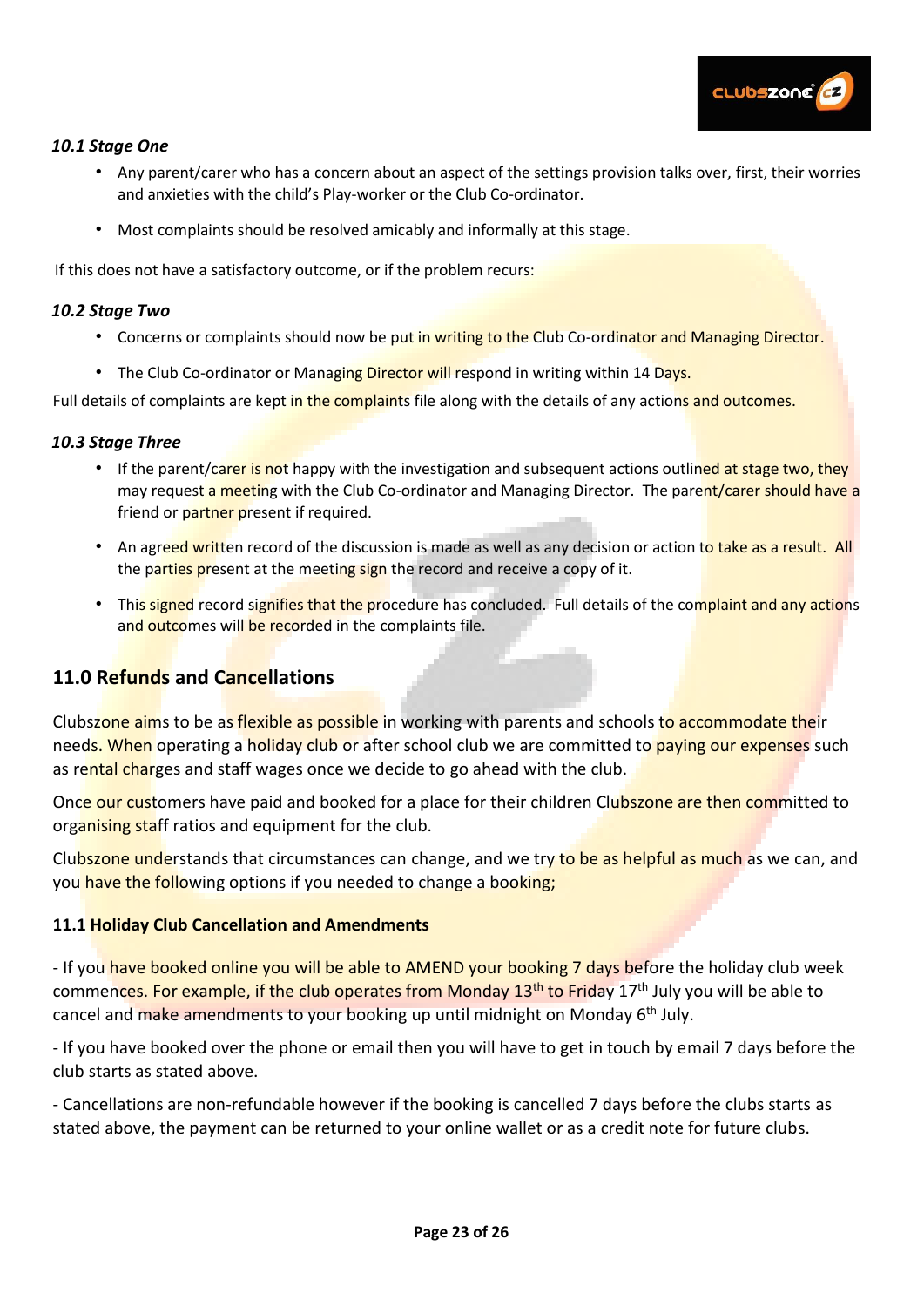### *10.1 Stage One*

- Any parent/carer who has a concern about an aspect of the settings provision talks over, first, their worries and anxieties with the child's Play-worker or the Club Co-ordinator.
- Most complaints should be resolved amicably and informally at this stage.

If this does not have a satisfactory outcome, or if the problem recurs:

### *10.2 Stage Two*

- Concerns or complaints should now be put in writing to the Club Co-ordinator and Managing Director.
- The Club Co-ordinator or Managing Director will respond in writing within 14 Days.

Full details of complaints are kept in the complaints file along with the details of any actions and outcomes.

### *10.3 Stage Three*

- If the parent/carer is not happy with the investigation and subsequent actions outlined at stage two, they may request a meeting with the Club Co-ordinator and Managing Director. The parent/carer should have a friend or partner present if required.
- An agreed written record of the discussion is made as well as any decision or action to take as a result. All the parties present at the meeting sign the record and receive a copy of it.
- This signed record signifies that the procedure has concluded. Full details of the complaint and any actions and outcomes will be recorded in the complaints file.

## 11.0 Refunds and Cancellations

Clubszone aims to be as flexible as possible in working with parents and schools to accommodate their needs. When operating a holiday club or after school club we are committed to paying our expenses such as rental charges and staff wages once we decide to go ahead with the club.

Once our customers have paid and booked for a place for their children Clubszone are then committed to organising staff ratios and equipment for the club.

Clubszone understands that circumstances can change, and we try to be as helpful as much as we can, and you have the following options if you needed to change a booking;

### 11.1 Holiday Club Cancellation and Amendments

- If you have booked online you will be able to AMEND your booking 7 days before the holiday club week commences. For example, if the club operates from Monday 13th to Friday 17th July you will be able to cancel and make amendments to your booking up until midnight on Monday 6th July.

- If you have booked over the phone or email then you will have to get in touch by email 7 days before the club starts as stated above.

- Cancellations are non-refundable however if the booking is cancelled 7 days before the clubs starts as stated above, the payment can be returned to your online wallet or as a credit note for future clubs.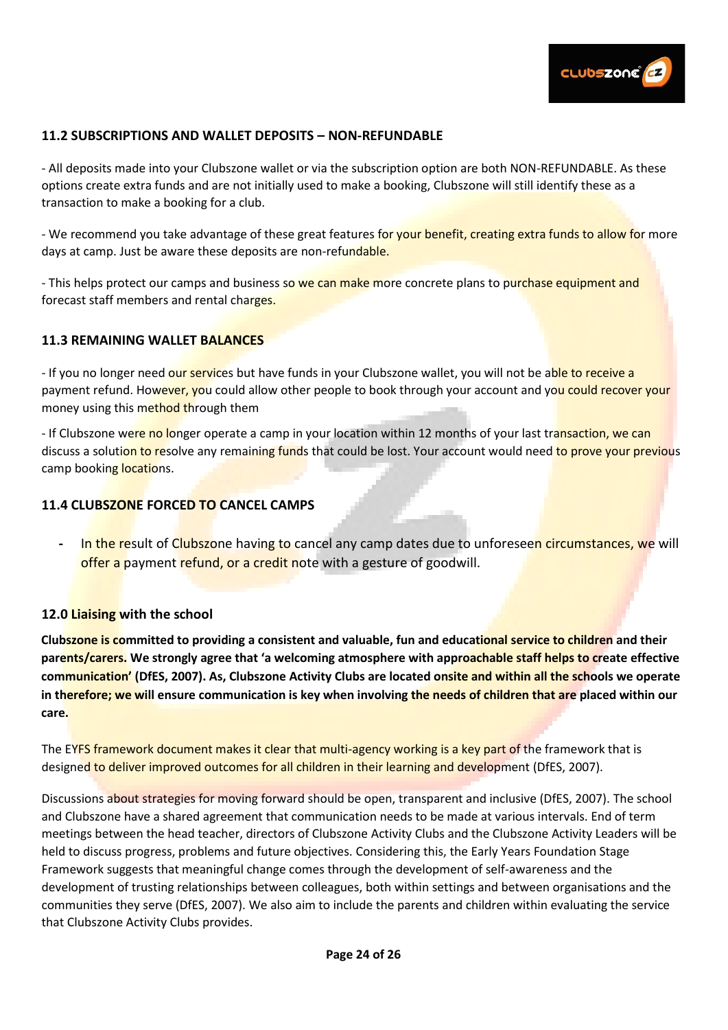### 11.2 SUBSCRIPTIONS AND WALLET DEPOSITS – NON-REFUNDABLE

- All deposits made into your Clubszone wallet or via the subscription option are both NON-REFUNDABLE. As these options create extra funds and are not initially used to make a booking, Clubszone will still identify these as a transaction to make a booking for a club.

- We recommend you take advantage of these great features for your benefit, creating extra funds to allow for more days at camp. Just be aware these deposits are non-refundable.

- This helps protect our camps and business so we can make more concrete plans to purchase equipment and forecast staff members and rental charges.

### 11.3 REMAINING WALLET BALANCES

- If you no longer need our services but have funds in your Clubszone wallet, you will not be able to receive a payment refund. However, you could allow other people to book through your account and you could recover your money using this method through them

- If Clubszone were no longer operate a camp in your location within 12 months of your last transaction, we can discuss a solution to resolve any remaining funds that could be lost. Your account would need to prove your previous camp booking locations.

### 11.4 CLUBSZONE FORCED TO CANCEL CAMPS

- In the result of Clubszone having to cancel any camp dates due to unforeseen circumstances, we will offer a payment refund, or a credit note with a gesture of goodwill.

### 12.0 Liaising with the school

**Clubszone is committed to providing a consistent and valuable, fun and educational service to children and their parents/carers. We strongly agree that 'a welcoming atmosphere with approachable staff helps to create effective communication' (DfES, 2007). As, Clubszone Activity Clubs are located onsite and within all the schools we operate in therefore; we will ensure communication is key when involving the needs of children that are placed within our care.**

The EYFS framework document makes it clear that multi-agency working is a key part of the framework that is designed to deliver improved outcomes for all children in their learning and development (DfES, 2007).

Discussions about strategies for moving forward should be open, transparent and inclusive (DfES, 2007). The school and Clubszone have a shared agreement that communication needs to be made at various intervals. End of term meetings between the head teacher, directors of Clubszone Activity Clubs and the Clubszone Activity Leaders will be held to discuss progress, problems and future objectives. Considering this, the Early Years Foundation Stage Framework suggests that meaningful change comes through the development of self-awareness and the development of trusting relationships between colleagues, both within settings and between organisations and the communities they serve (DfES, 2007). We also aim to include the parents and children within evaluating the service that Clubszone Activity Clubs provides.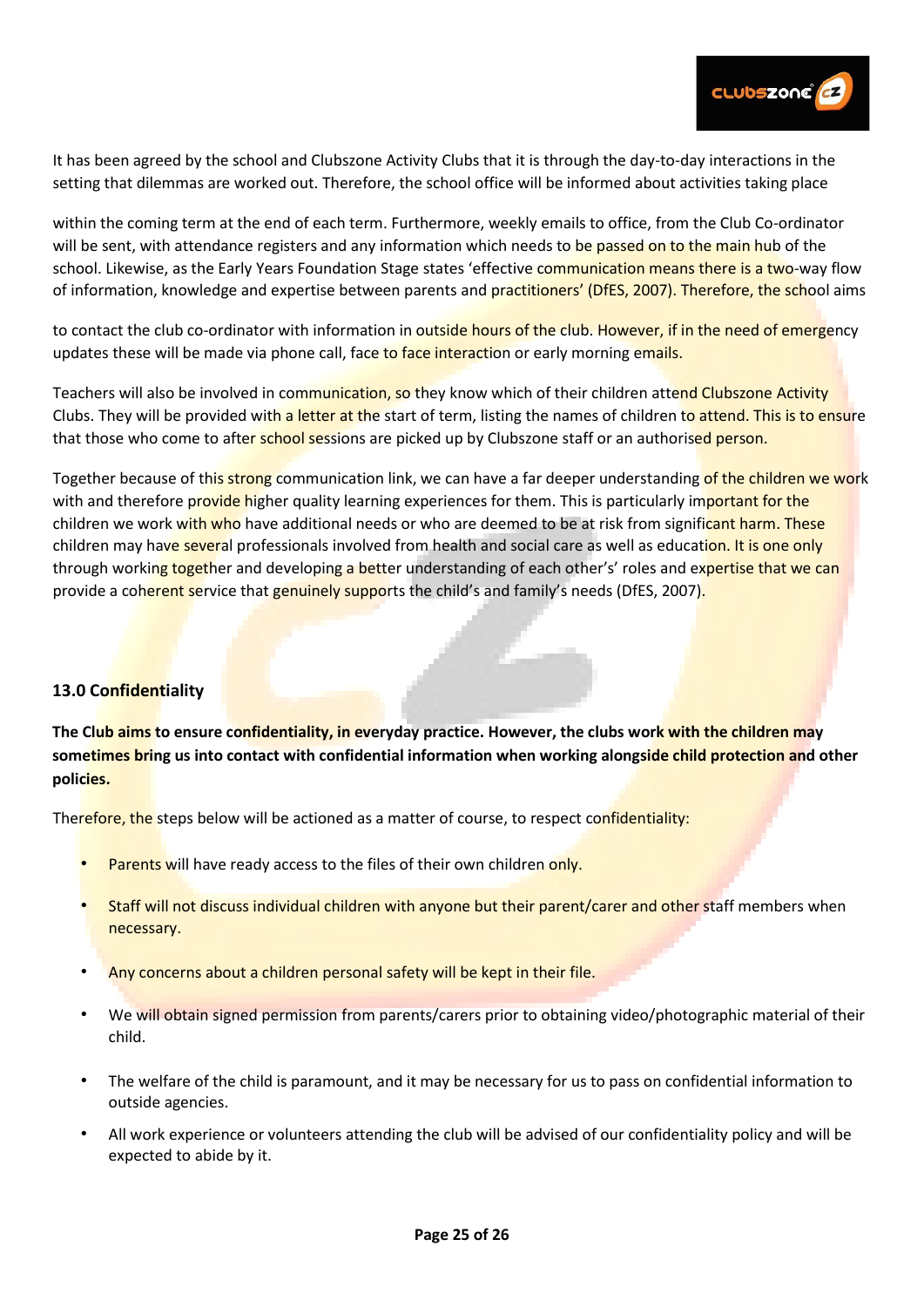It has been agreed by the school and Clubszone Activity Clubs that it is through the day-to-day interactions in the setting that dilemmas are worked out. Therefore, the school office will be informed about activities taking place

within the coming term at the end of each term. Furthermore, weekly emails to office, from the Club Co-ordinator will be sent, with attendance registers and any information which needs to be passed on to the main hub of the school. Likewise, as the Early Years Foundation Stage states 'effective communication means there is a two-way flow of information, knowledge and expertise between parents and practitioners' (DfES, 2007). Therefore, the school aims

to contact the club co-ordinator with information in outside hours of the club. However, if in the need of emergency updates these will be made via phone call, face to face interaction or early morning emails.

Teachers will also be involved in communication, so they know which of their children attend Clubszone Activity Clubs. They will be provided with a letter at the start of term, listing the names of children to attend. This is to ensure that those who come to after school sessions are picked up by Clubszone staff or an authorised person.

Together because of this strong communication link, we can have a far deeper understanding of the children we work with and therefore provide higher quality learning experiences for them. This is particularly important for the children we work with who have additional needs or who are deemed to be at risk from significant harm. These children may have several professionals involved from health and social care as well as education. It is one only through working together and developing a better understanding of each other's' roles and expertise that we can provide a coherent service that genuinely supports the child's and family's needs (DfES, 2007).

## 13.0 Confidentiality

**The Club aims to ensure confidentiality, in everyday practice. However, the clubs work with the children may sometimes bring us into contact with confidential information when working alongside child protection and other policies.**

Therefore, the steps below will be actioned as a matter of course, to respect confidentiality:

- Parents will have ready access to the files of their own children only.
- Staff will not discuss individual children with anyone but their parent/carer and other staff members when necessary.
- Any concerns about a children personal safety will be kept in their file.
- We will obtain signed permission from parents/carers prior to obtaining video/photographic material of their child.
- The welfare of the child is paramount, and it may be necessary for us to pass on confidential information to outside agencies.
- All work experience or volunteers attending the club will be advised of our confidentiality policy and will be expected to abide by it.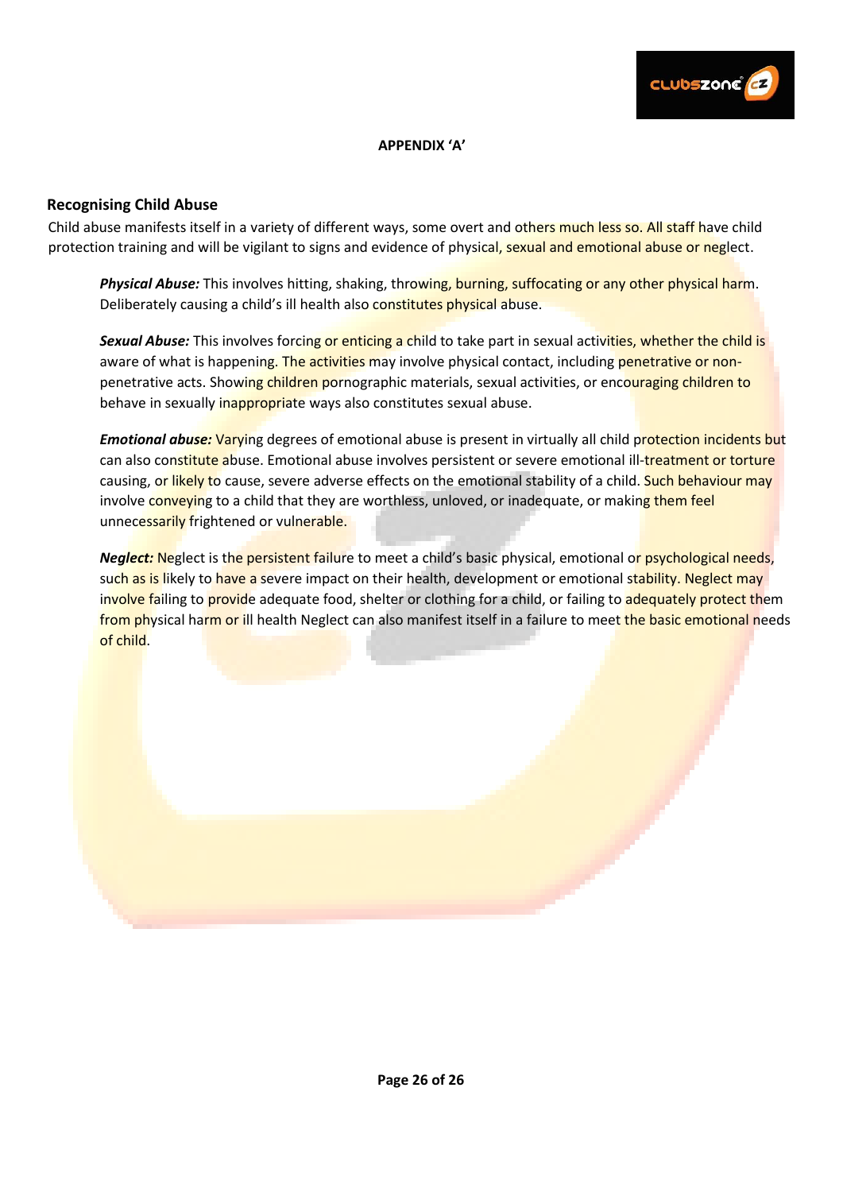**APPENDIX 'A'**

## Recognising Child Abuse

Child abuse manifests itself in a variety of different ways, some overt and others much less so. All staff have child protection training and will be vigilant to signs and evidence of physical, sexual and emotional abuse or neglect.

***Physical Abuse:*** This involves hitting, shaking, throwing, burning, suffocating or any other physical harm. Deliberately causing a child's ill health also constitutes physical abuse.

***Sexual Abuse:*** This involves forcing or enticing a child to take part in sexual activities, whether the child is aware of what is happening. The activities may involve physical contact, including penetrative or non-penetrative acts. Showing children pornographic materials, sexual activities, or encouraging children to behave in sexually inappropriate ways also constitutes sexual abuse.

***Emotional abuse:*** Varying degrees of emotional abuse is present in virtually all child protection incidents but can also constitute abuse. Emotional abuse involves persistent or severe emotional ill-treatment or torture causing, or likely to cause, severe adverse effects on the emotional stability of a child. Such behaviour may involve conveying to a child that they are worthless, unloved, or inadequate, or making them feel unnecessarily frightened or vulnerable.

***Neglect:*** Neglect is the persistent failure to meet a child's basic physical, emotional or psychological needs, such as is likely to have a severe impact on their health, development or emotional stability. Neglect may involve failing to provide adequate food, shelter or clothing for a child, or failing to adequately protect them from physical harm or ill health Neglect can also manifest itself in a failure to meet the basic emotional needs of child.